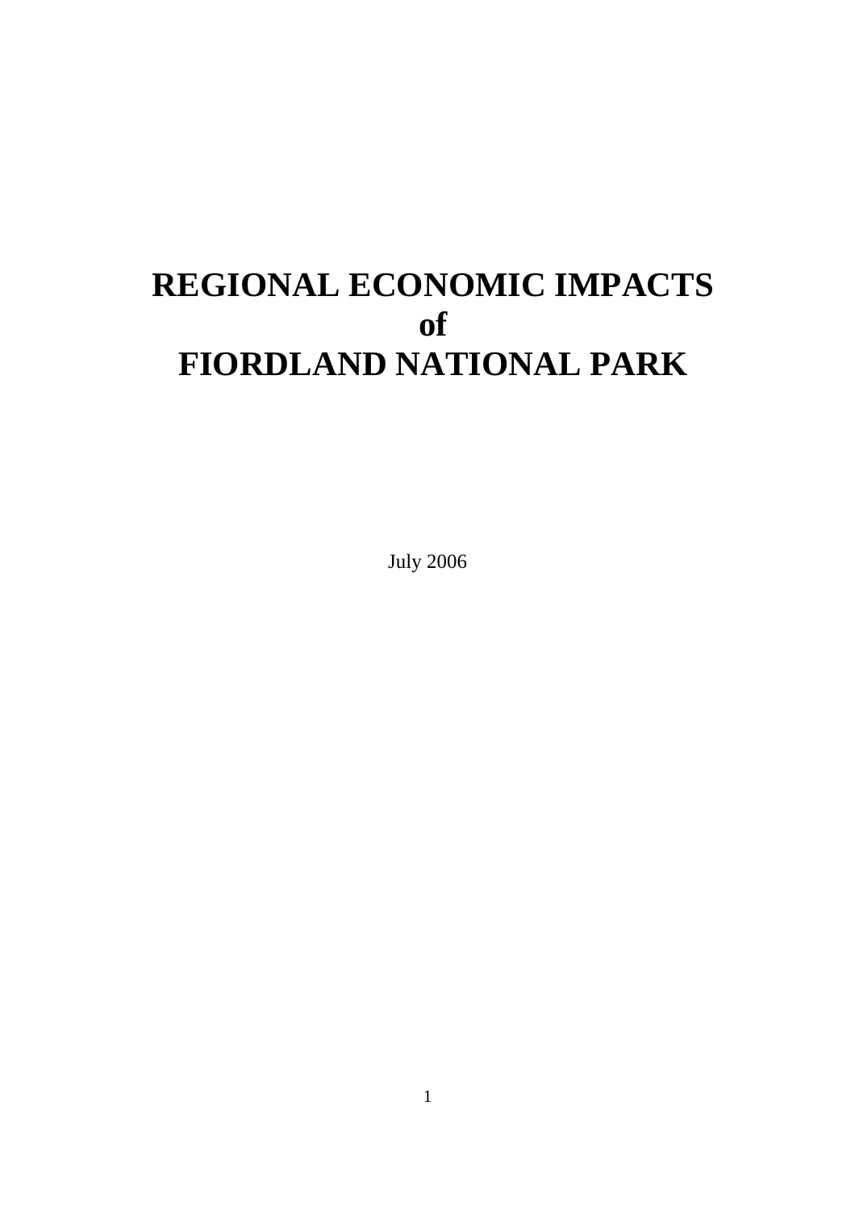# REGIONAL ECONOMIC IMPACTS of FIORDLAND NATIONAL PARK

July 2006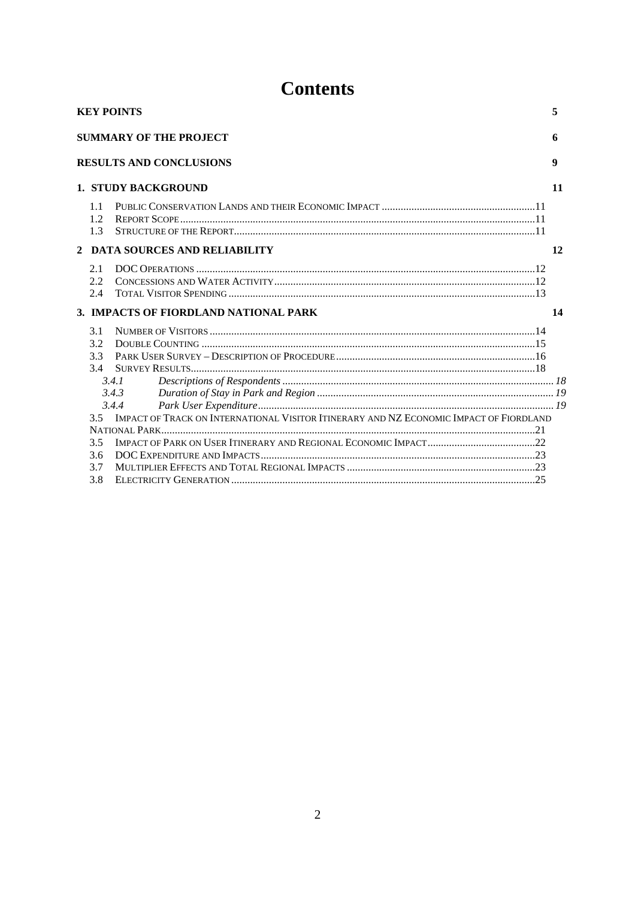# Contents

**KEY POINTS** 5

**SUMMARY OF THE PROJECT** 6

**RESULTS AND CONCLUSIONS** 9

**1. STUDY BACKGROUND** 11

- 1.1 PUBLIC CONSERVATION LANDS AND THEIR ECONOMIC IMPACT ....11
- 1.2 REPORT SCOPE ....11
- 1.3 STRUCTURE OF THE REPORT....11

**2 DATA SOURCES AND RELIABILITY** 12

- 2.1 DOC OPERATIONS ....12
- 2.2 CONCESSIONS AND WATER ACTIVITY....12
- 2.4 TOTAL VISITOR SPENDING ....13

**3. IMPACTS OF FIORDLAND NATIONAL PARK** 14

- 3.1 NUMBER OF VISITORS ....14
- 3.2 DOUBLE COUNTING ....15
- 3.3 PARK USER SURVEY – DESCRIPTION OF PROCEDURE....16
- 3.4 SURVEY RESULTS....18
  - *3.4.1 Descriptions of Respondents .... 18*
  - *3.4.3 Duration of Stay in Park and Region .... 19*
  - *3.4.4 Park User Expenditure.... 19*
- 3.5 IMPACT OF TRACK ON INTERNATIONAL VISITOR ITINERARY AND NZ ECONOMIC IMPACT OF FIORDLAND NATIONAL PARK....21
- 3.5 IMPACT OF PARK ON USER ITINERARY AND REGIONAL ECONOMIC IMPACT....22
- 3.6 DOC EXPENDITURE AND IMPACTS....23
- 3.7 MULTIPLIER EFFECTS AND TOTAL REGIONAL IMPACTS ....23
- 3.8 ELECTRICITY GENERATION ....25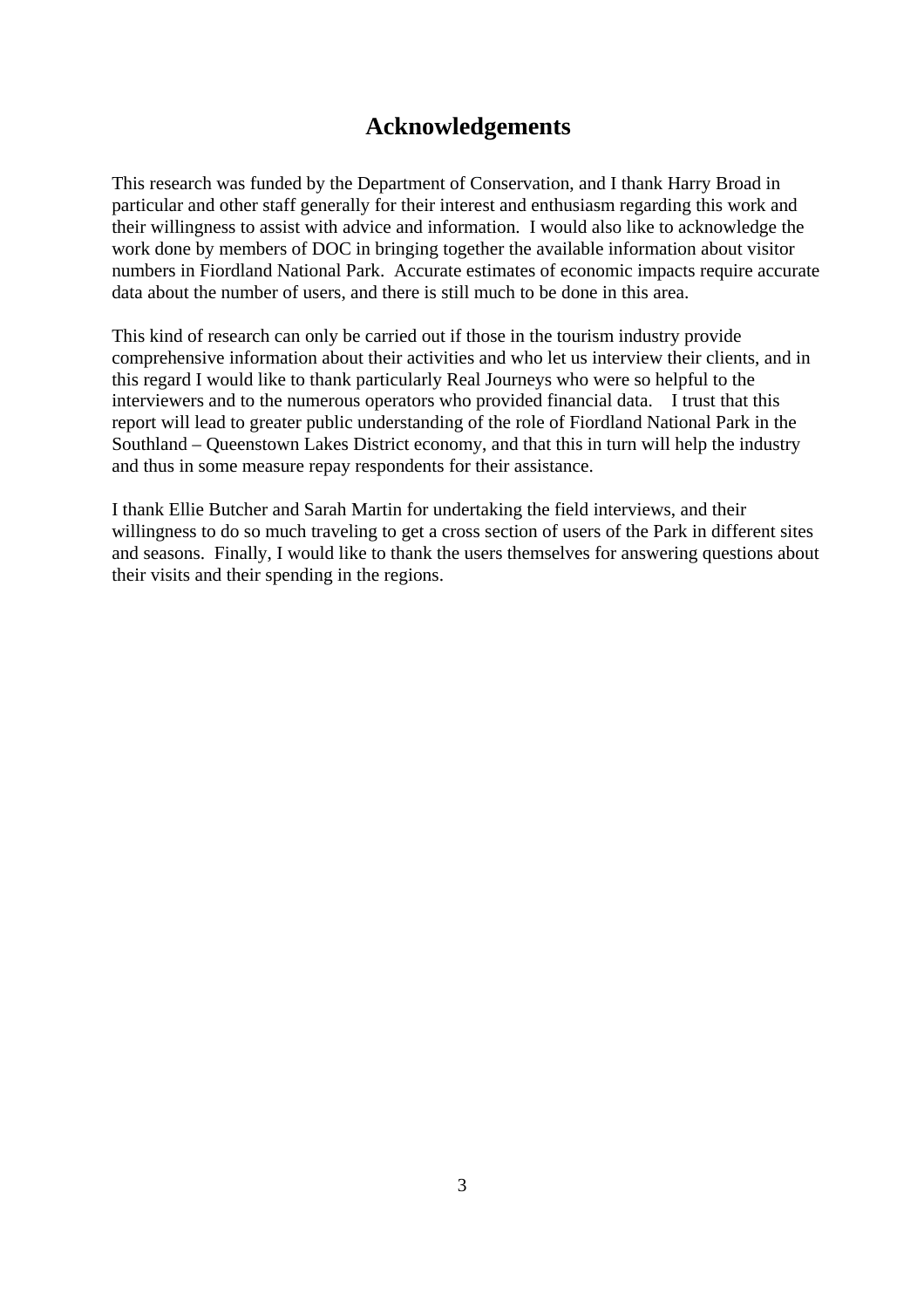# Acknowledgements

This research was funded by the Department of Conservation, and I thank Harry Broad in particular and other staff generally for their interest and enthusiasm regarding this work and their willingness to assist with advice and information. I would also like to acknowledge the work done by members of DOC in bringing together the available information about visitor numbers in Fiordland National Park. Accurate estimates of economic impacts require accurate data about the number of users, and there is still much to be done in this area.

This kind of research can only be carried out if those in the tourism industry provide comprehensive information about their activities and who let us interview their clients, and in this regard I would like to thank particularly Real Journeys who were so helpful to the interviewers and to the numerous operators who provided financial data. I trust that this report will lead to greater public understanding of the role of Fiordland National Park in the Southland – Queenstown Lakes District economy, and that this in turn will help the industry and thus in some measure repay respondents for their assistance.

I thank Ellie Butcher and Sarah Martin for undertaking the field interviews, and their willingness to do so much traveling to get a cross section of users of the Park in different sites and seasons. Finally, I would like to thank the users themselves for answering questions about their visits and their spending in the regions.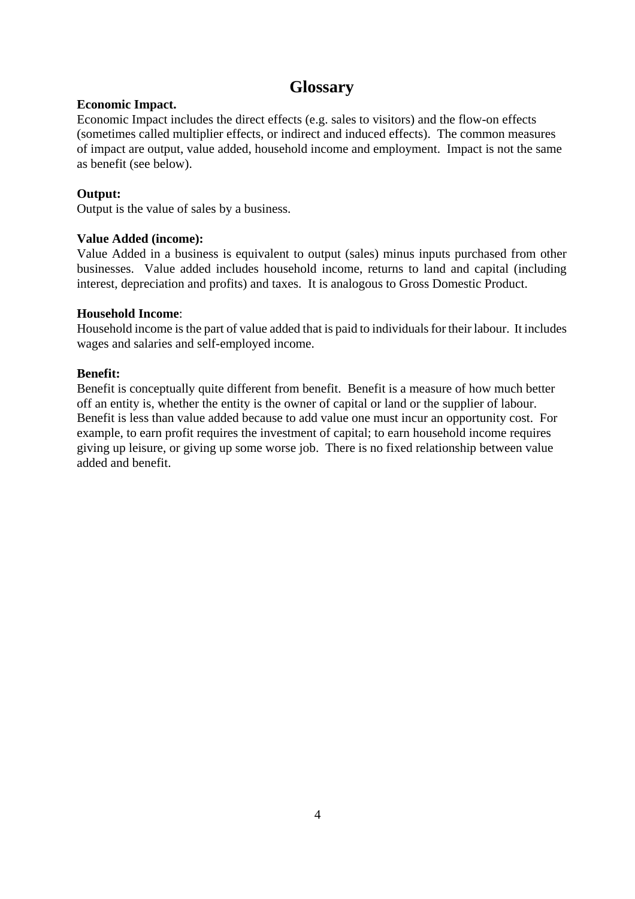# Glossary

**Economic Impact.**

Economic Impact includes the direct effects (e.g. sales to visitors) and the flow-on effects (sometimes called multiplier effects, or indirect and induced effects). The common measures of impact are output, value added, household income and employment. Impact is not the same as benefit (see below).

**Output:**

Output is the value of sales by a business.

**Value Added (income):**

Value Added in a business is equivalent to output (sales) minus inputs purchased from other businesses. Value added includes household income, returns to land and capital (including interest, depreciation and profits) and taxes. It is analogous to Gross Domestic Product.

**Household Income**:

Household income is the part of value added that is paid to individuals for their labour. It includes wages and salaries and self-employed income.

**Benefit:**

Benefit is conceptually quite different from benefit. Benefit is a measure of how much better off an entity is, whether the entity is the owner of capital or land or the supplier of labour. Benefit is less than value added because to add value one must incur an opportunity cost. For example, to earn profit requires the investment of capital; to earn household income requires giving up leisure, or giving up some worse job. There is no fixed relationship between value added and benefit.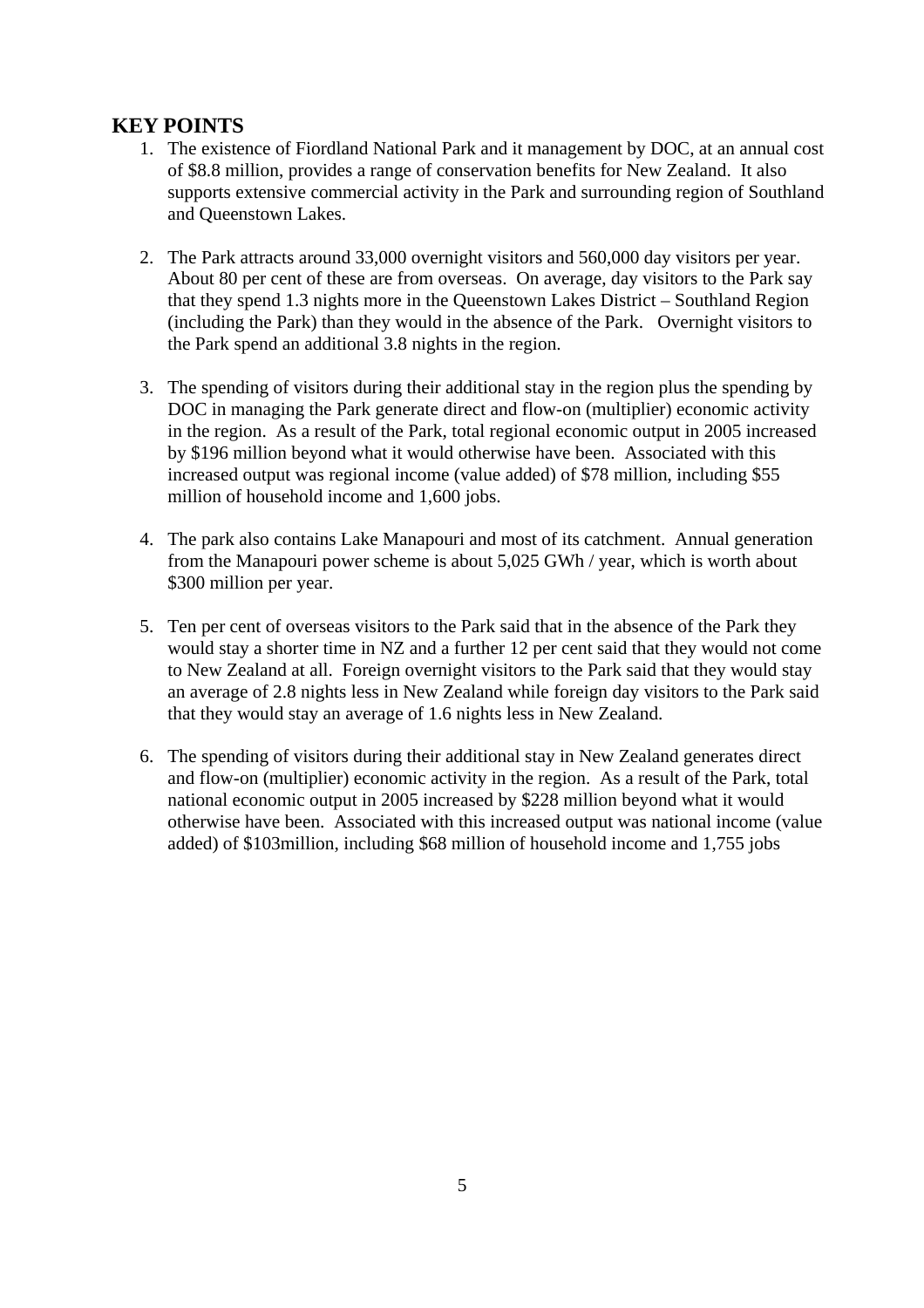## KEY POINTS

1. The existence of Fiordland National Park and it management by DOC, at an annual cost of $8.8 million, provides a range of conservation benefits for New Zealand. It also supports extensive commercial activity in the Park and surrounding region of Southland and Queenstown Lakes.

2. The Park attracts around 33,000 overnight visitors and 560,000 day visitors per year. About 80 per cent of these are from overseas. On average, day visitors to the Park say that they spend 1.3 nights more in the Queenstown Lakes District – Southland Region (including the Park) than they would in the absence of the Park. Overnight visitors to the Park spend an additional 3.8 nights in the region.

3. The spending of visitors during their additional stay in the region plus the spending by DOC in managing the Park generate direct and flow-on (multiplier) economic activity in the region. As a result of the Park, total regional economic output in 2005 increased by $196 million beyond what it would otherwise have been. Associated with this increased output was regional income (value added) of $78 million, including $55 million of household income and 1,600 jobs.

4. The park also contains Lake Manapouri and most of its catchment. Annual generation from the Manapouri power scheme is about 5,025 GWh / year, which is worth about $300 million per year.

5. Ten per cent of overseas visitors to the Park said that in the absence of the Park they would stay a shorter time in NZ and a further 12 per cent said that they would not come to New Zealand at all. Foreign overnight visitors to the Park said that they would stay an average of 2.8 nights less in New Zealand while foreign day visitors to the Park said that they would stay an average of 1.6 nights less in New Zealand.

6. The spending of visitors during their additional stay in New Zealand generates direct and flow-on (multiplier) economic activity in the region. As a result of the Park, total national economic output in 2005 increased by $228 million beyond what it would otherwise have been. Associated with this increased output was national income (value added) of $103million, including $68 million of household income and 1,755 jobs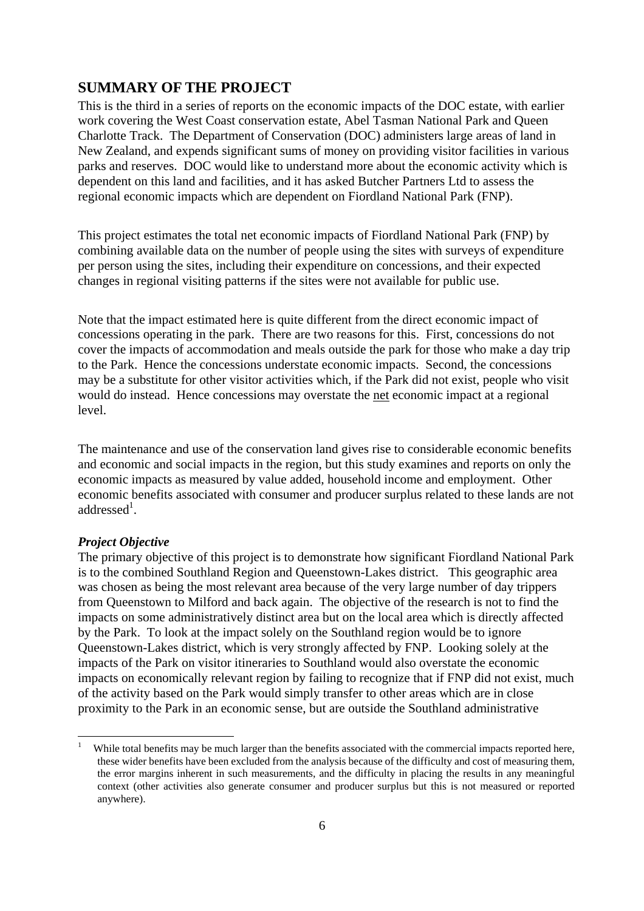## SUMMARY OF THE PROJECT

This is the third in a series of reports on the economic impacts of the DOC estate, with earlier work covering the West Coast conservation estate, Abel Tasman National Park and Queen Charlotte Track. The Department of Conservation (DOC) administers large areas of land in New Zealand, and expends significant sums of money on providing visitor facilities in various parks and reserves. DOC would like to understand more about the economic activity which is dependent on this land and facilities, and it has asked Butcher Partners Ltd to assess the regional economic impacts which are dependent on Fiordland National Park (FNP).

This project estimates the total net economic impacts of Fiordland National Park (FNP) by combining available data on the number of people using the sites with surveys of expenditure per person using the sites, including their expenditure on concessions, and their expected changes in regional visiting patterns if the sites were not available for public use.

Note that the impact estimated here is quite different from the direct economic impact of concessions operating in the park. There are two reasons for this. First, concessions do not cover the impacts of accommodation and meals outside the park for those who make a day trip to the Park. Hence the concessions understate economic impacts. Second, the concessions may be a substitute for other visitor activities which, if the Park did not exist, people who visit would do instead. Hence concessions may overstate the <u>net</u> economic impact at a regional level.

The maintenance and use of the conservation land gives rise to considerable economic benefits and economic and social impacts in the region, but this study examines and reports on only the economic impacts as measured by value added, household income and employment. Other economic benefits associated with consumer and producer surplus related to these lands are not addressed[1].

### *Project Objective*

The primary objective of this project is to demonstrate how significant Fiordland National Park is to the combined Southland Region and Queenstown-Lakes district. This geographic area was chosen as being the most relevant area because of the very large number of day trippers from Queenstown to Milford and back again. The objective of the research is not to find the impacts on some administratively distinct area but on the local area which is directly affected by the Park. To look at the impact solely on the Southland region would be to ignore Queenstown-Lakes district, which is very strongly affected by FNP. Looking solely at the impacts of the Park on visitor itineraries to Southland would also overstate the economic impacts on economically relevant region by failing to recognize that if FNP did not exist, much of the activity based on the Park would simply transfer to other areas which are in close proximity to the Park in an economic sense, but are outside the Southland administrative

---

[1] While total benefits may be much larger than the benefits associated with the commercial impacts reported here, these wider benefits have been excluded from the analysis because of the difficulty and cost of measuring them, the error margins inherent in such measurements, and the difficulty in placing the results in any meaningful context (other activities also generate consumer and producer surplus but this is not measured or reported anywhere).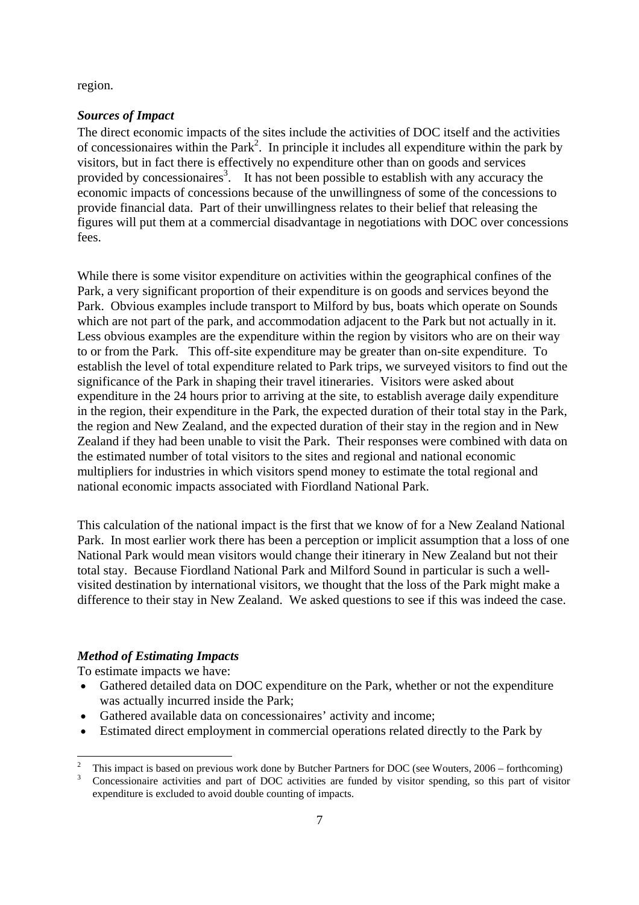region.

***Sources of Impact***

The direct economic impacts of the sites include the activities of DOC itself and the activities of concessionaires within the Park[2]. In principle it includes all expenditure within the park by visitors, but in fact there is effectively no expenditure other than on goods and services provided by concessionaires[3]. It has not been possible to establish with any accuracy the economic impacts of concessions because of the unwillingness of some of the concessions to provide financial data. Part of their unwillingness relates to their belief that releasing the figures will put them at a commercial disadvantage in negotiations with DOC over concessions fees.

While there is some visitor expenditure on activities within the geographical confines of the Park, a very significant proportion of their expenditure is on goods and services beyond the Park. Obvious examples include transport to Milford by bus, boats which operate on Sounds which are not part of the park, and accommodation adjacent to the Park but not actually in it. Less obvious examples are the expenditure within the region by visitors who are on their way to or from the Park. This off-site expenditure may be greater than on-site expenditure. To establish the level of total expenditure related to Park trips, we surveyed visitors to find out the significance of the Park in shaping their travel itineraries. Visitors were asked about expenditure in the 24 hours prior to arriving at the site, to establish average daily expenditure in the region, their expenditure in the Park, the expected duration of their total stay in the Park, the region and New Zealand, and the expected duration of their stay in the region and in New Zealand if they had been unable to visit the Park. Their responses were combined with data on the estimated number of total visitors to the sites and regional and national economic multipliers for industries in which visitors spend money to estimate the total regional and national economic impacts associated with Fiordland National Park.

This calculation of the national impact is the first that we know of for a New Zealand National Park. In most earlier work there has been a perception or implicit assumption that a loss of one National Park would mean visitors would change their itinerary in New Zealand but not their total stay. Because Fiordland National Park and Milford Sound in particular is such a well-visited destination by international visitors, we thought that the loss of the Park might make a difference to their stay in New Zealand. We asked questions to see if this was indeed the case.

***Method of Estimating Impacts***

To estimate impacts we have:

- Gathered detailed data on DOC expenditure on the Park, whether or not the expenditure was actually incurred inside the Park;
- Gathered available data on concessionaires' activity and income;
- Estimated direct employment in commercial operations related directly to the Park by

---

[2] This impact is based on previous work done by Butcher Partners for DOC (see Wouters, 2006 – forthcoming)

[3] Concessionaire activities and part of DOC activities are funded by visitor spending, so this part of visitor expenditure is excluded to avoid double counting of impacts.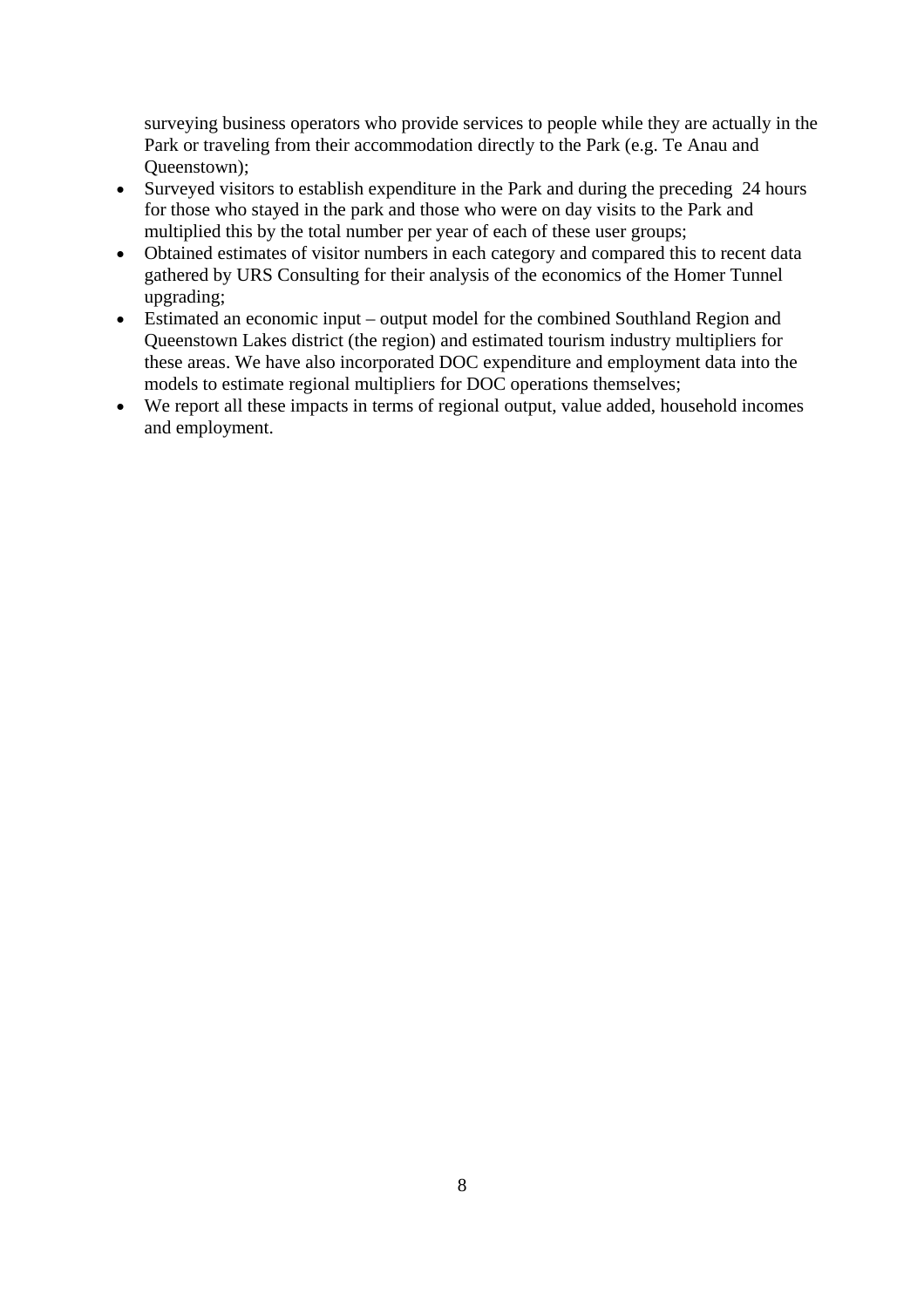surveying business operators who provide services to people while they are actually in the Park or traveling from their accommodation directly to the Park (e.g. Te Anau and Queenstown);

- Surveyed visitors to establish expenditure in the Park and during the preceding 24 hours for those who stayed in the park and those who were on day visits to the Park and multiplied this by the total number per year of each of these user groups;
- Obtained estimates of visitor numbers in each category and compared this to recent data gathered by URS Consulting for their analysis of the economics of the Homer Tunnel upgrading;
- Estimated an economic input – output model for the combined Southland Region and Queenstown Lakes district (the region) and estimated tourism industry multipliers for these areas. We have also incorporated DOC expenditure and employment data into the models to estimate regional multipliers for DOC operations themselves;
- We report all these impacts in terms of regional output, value added, household incomes and employment.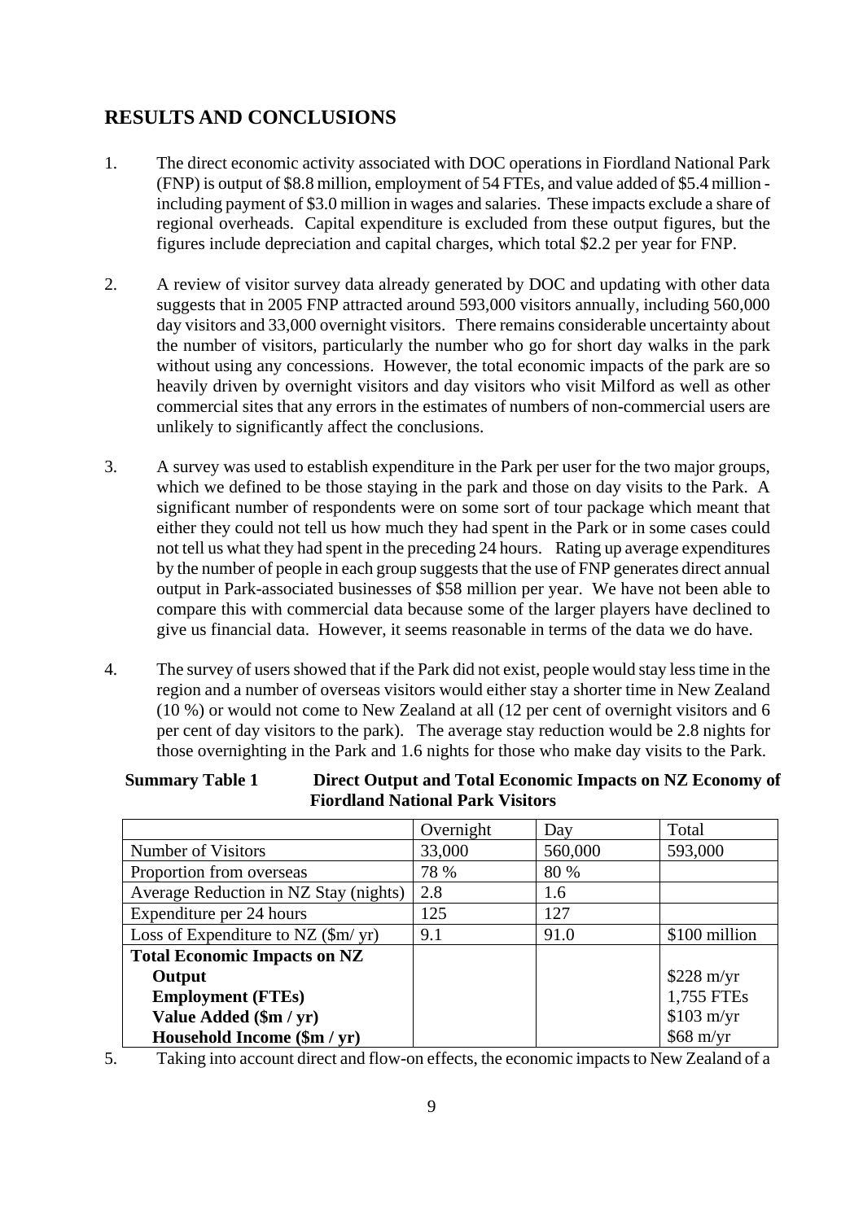## RESULTS AND CONCLUSIONS

1. The direct economic activity associated with DOC operations in Fiordland National Park (FNP) is output of \$8.8 million, employment of 54 FTEs, and value added of \$5.4 million - including payment of \$3.0 million in wages and salaries. These impacts exclude a share of regional overheads. Capital expenditure is excluded from these output figures, but the figures include depreciation and capital charges, which total \$2.2 per year for FNP.

2. A review of visitor survey data already generated by DOC and updating with other data suggests that in 2005 FNP attracted around 593,000 visitors annually, including 560,000 day visitors and 33,000 overnight visitors. There remains considerable uncertainty about the number of visitors, particularly the number who go for short day walks in the park without using any concessions. However, the total economic impacts of the park are so heavily driven by overnight visitors and day visitors who visit Milford as well as other commercial sites that any errors in the estimates of numbers of non-commercial users are unlikely to significantly affect the conclusions.

3. A survey was used to establish expenditure in the Park per user for the two major groups, which we defined to be those staying in the park and those on day visits to the Park. A significant number of respondents were on some sort of tour package which meant that either they could not tell us how much they had spent in the Park or in some cases could not tell us what they had spent in the preceding 24 hours. Rating up average expenditures by the number of people in each group suggests that the use of FNP generates direct annual output in Park-associated businesses of \$58 million per year. We have not been able to compare this with commercial data because some of the larger players have declined to give us financial data. However, it seems reasonable in terms of the data we do have.

4. The survey of users showed that if the Park did not exist, people would stay less time in the region and a number of overseas visitors would either stay a shorter time in New Zealand (10 %) or would not come to New Zealand at all (12 per cent of overnight visitors and 6 per cent of day visitors to the park). The average stay reduction would be 2.8 nights for those overnighting in the Park and 1.6 nights for those who make day visits to the Park.

**Summary Table 1 Direct Output and Total Economic Impacts on NZ Economy of Fiordland National Park Visitors**

| | Overnight | Day | Total |
|---|---|---|---|
| Number of Visitors | 33,000 | 560,000 | 593,000 |
| Proportion from overseas | 78 % | 80 % | |
| Average Reduction in NZ Stay (nights) | 2.8 | 1.6 | |
| Expenditure per 24 hours | 125 | 127 | |
| Loss of Expenditure to NZ (\$m/ yr) | 9.1 | 91.0 | \$100 million |
| **Total Economic Impacts on NZ** | | | |
| **Output** | | | \$228 m/yr |
| **Employment (FTEs)** | | | 1,755 FTEs |
| **Value Added (\$m / yr)** | | | \$103 m/yr |
| **Household Income (\$m / yr)** | | | \$68 m/yr |

5. Taking into account direct and flow-on effects, the economic impacts to New Zealand of a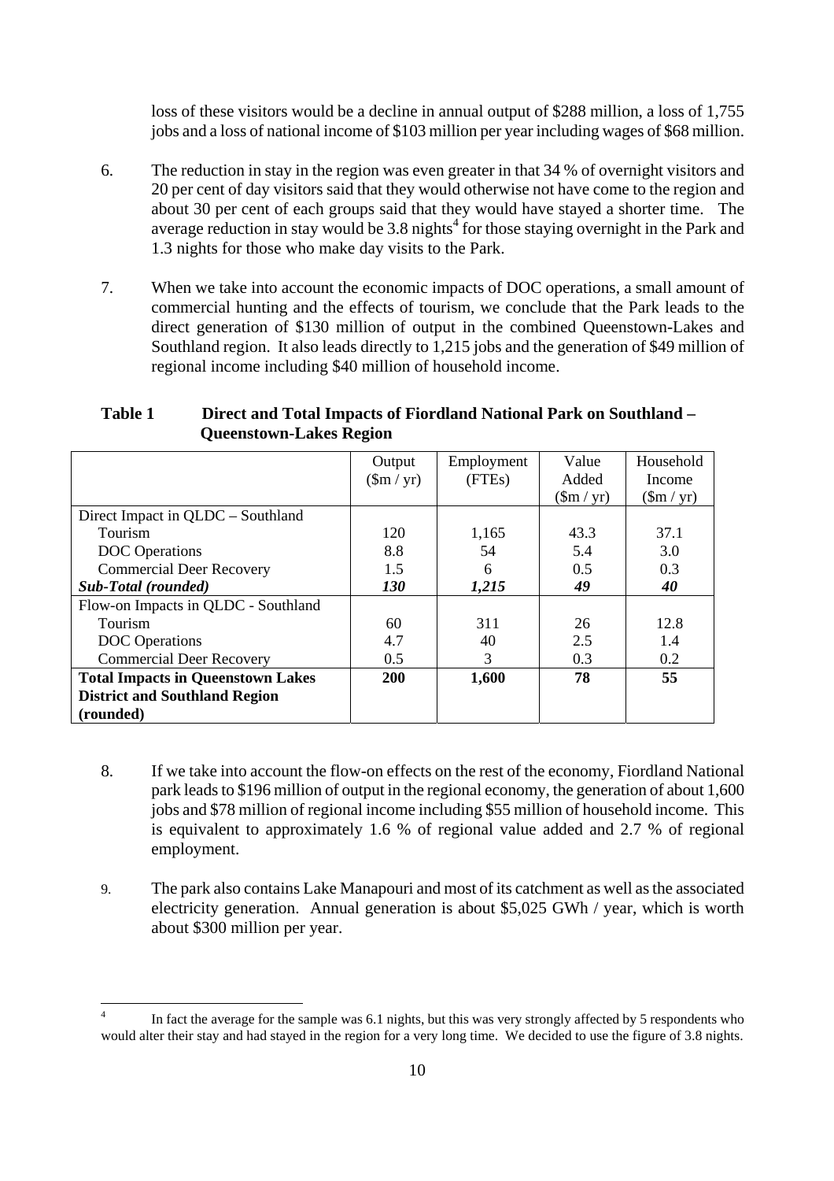loss of these visitors would be a decline in annual output of $288 million, a loss of 1,755 jobs and a loss of national income of $103 million per year including wages of $68 million.

6. The reduction in stay in the region was even greater in that 34 % of overnight visitors and 20 per cent of day visitors said that they would otherwise not have come to the region and about 30 per cent of each groups said that they would have stayed a shorter time. The average reduction in stay would be 3.8 nights[4] for those staying overnight in the Park and 1.3 nights for those who make day visits to the Park.

7. When we take into account the economic impacts of DOC operations, a small amount of commercial hunting and the effects of tourism, we conclude that the Park leads to the direct generation of $130 million of output in the combined Queenstown-Lakes and Southland region. It also leads directly to 1,215 jobs and the generation of $49 million of regional income including $40 million of household income.

**Table 1 Direct and Total Impacts of Fiordland National Park on Southland – Queenstown-Lakes Region**

| | Output ($m / yr) | Employment (FTEs) | Value Added ($m / yr) | Household Income ($m / yr) |
|---|---|---|---|---|
| Direct Impact in QLDC – Southland | | | | |
| Tourism | 120 | 1,165 | 43.3 | 37.1 |
| DOC Operations | 8.8 | 54 | 5.4 | 3.0 |
| Commercial Deer Recovery | 1.5 | 6 | 0.5 | 0.3 |
| ***Sub-Total (rounded)*** | ***130*** | ***1,215*** | ***49*** | ***40*** |
| Flow-on Impacts in QLDC - Southland | | | | |
| Tourism | 60 | 311 | 26 | 12.8 |
| DOC Operations | 4.7 | 40 | 2.5 | 1.4 |
| Commercial Deer Recovery | 0.5 | 3 | 0.3 | 0.2 |
| **Total Impacts in Queenstown Lakes District and Southland Region (rounded)** | **200** | **1,600** | **78** | **55** |

8. If we take into account the flow-on effects on the rest of the economy, Fiordland National park leads to $196 million of output in the regional economy, the generation of about 1,600 jobs and $78 million of regional income including $55 million of household income. This is equivalent to approximately 1.6 % of regional value added and 2.7 % of regional employment.

9. The park also contains Lake Manapouri and most of its catchment as well as the associated electricity generation. Annual generation is about $5,025 GWh / year, which is worth about $300 million per year.

[4] In fact the average for the sample was 6.1 nights, but this was very strongly affected by 5 respondents who would alter their stay and had stayed in the region for a very long time. We decided to use the figure of 3.8 nights.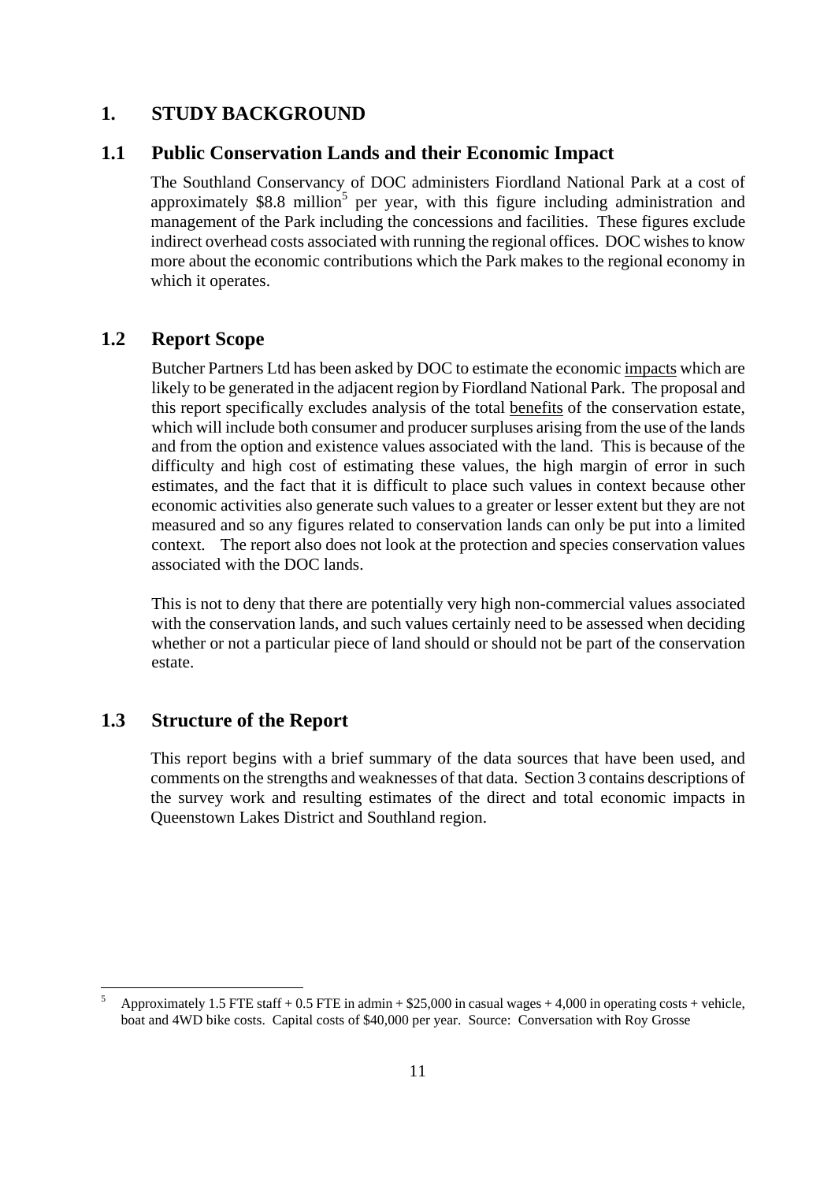# 1. STUDY BACKGROUND

## 1.1 Public Conservation Lands and their Economic Impact

The Southland Conservancy of DOC administers Fiordland National Park at a cost of approximately $8.8 million[5] per year, with this figure including administration and management of the Park including the concessions and facilities. These figures exclude indirect overhead costs associated with running the regional offices. DOC wishes to know more about the economic contributions which the Park makes to the regional economy in which it operates.

## 1.2 Report Scope

Butcher Partners Ltd has been asked by DOC to estimate the economic <u>impacts</u> which are likely to be generated in the adjacent region by Fiordland National Park. The proposal and this report specifically excludes analysis of the total <u>benefits</u> of the conservation estate, which will include both consumer and producer surpluses arising from the use of the lands and from the option and existence values associated with the land. This is because of the difficulty and high cost of estimating these values, the high margin of error in such estimates, and the fact that it is difficult to place such values in context because other economic activities also generate such values to a greater or lesser extent but they are not measured and so any figures related to conservation lands can only be put into a limited context. The report also does not look at the protection and species conservation values associated with the DOC lands.

This is not to deny that there are potentially very high non-commercial values associated with the conservation lands, and such values certainly need to be assessed when deciding whether or not a particular piece of land should or should not be part of the conservation estate.

## 1.3 Structure of the Report

This report begins with a brief summary of the data sources that have been used, and comments on the strengths and weaknesses of that data. Section 3 contains descriptions of the survey work and resulting estimates of the direct and total economic impacts in Queenstown Lakes District and Southland region.

---

[5] Approximately 1.5 FTE staff + 0.5 FTE in admin + $25,000 in casual wages + 4,000 in operating costs + vehicle, boat and 4WD bike costs. Capital costs of $40,000 per year. Source: Conversation with Roy Grosse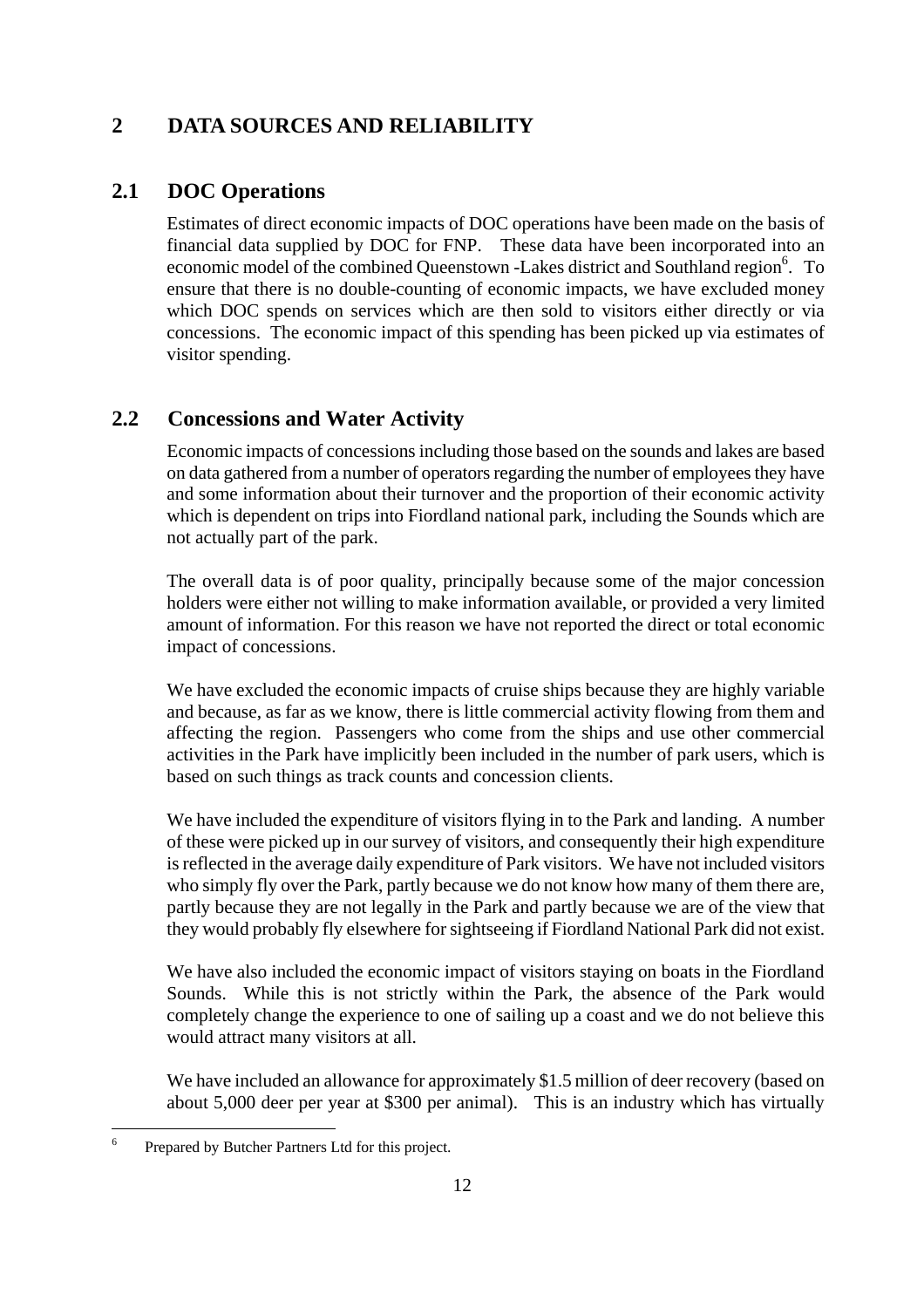# 2 DATA SOURCES AND RELIABILITY

## 2.1 DOC Operations

Estimates of direct economic impacts of DOC operations have been made on the basis of financial data supplied by DOC for FNP. These data have been incorporated into an economic model of the combined Queenstown -Lakes district and Southland region[6]. To ensure that there is no double-counting of economic impacts, we have excluded money which DOC spends on services which are then sold to visitors either directly or via concessions. The economic impact of this spending has been picked up via estimates of visitor spending.

## 2.2 Concessions and Water Activity

Economic impacts of concessions including those based on the sounds and lakes are based on data gathered from a number of operators regarding the number of employees they have and some information about their turnover and the proportion of their economic activity which is dependent on trips into Fiordland national park, including the Sounds which are not actually part of the park.

The overall data is of poor quality, principally because some of the major concession holders were either not willing to make information available, or provided a very limited amount of information. For this reason we have not reported the direct or total economic impact of concessions.

We have excluded the economic impacts of cruise ships because they are highly variable and because, as far as we know, there is little commercial activity flowing from them and affecting the region. Passengers who come from the ships and use other commercial activities in the Park have implicitly been included in the number of park users, which is based on such things as track counts and concession clients.

We have included the expenditure of visitors flying in to the Park and landing. A number of these were picked up in our survey of visitors, and consequently their high expenditure is reflected in the average daily expenditure of Park visitors. We have not included visitors who simply fly over the Park, partly because we do not know how many of them there are, partly because they are not legally in the Park and partly because we are of the view that they would probably fly elsewhere for sightseeing if Fiordland National Park did not exist.

We have also included the economic impact of visitors staying on boats in the Fiordland Sounds. While this is not strictly within the Park, the absence of the Park would completely change the experience to one of sailing up a coast and we do not believe this would attract many visitors at all.

We have included an allowance for approximately $1.5 million of deer recovery (based on about 5,000 deer per year at $300 per animal). This is an industry which has virtually

---

[6] Prepared by Butcher Partners Ltd for this project.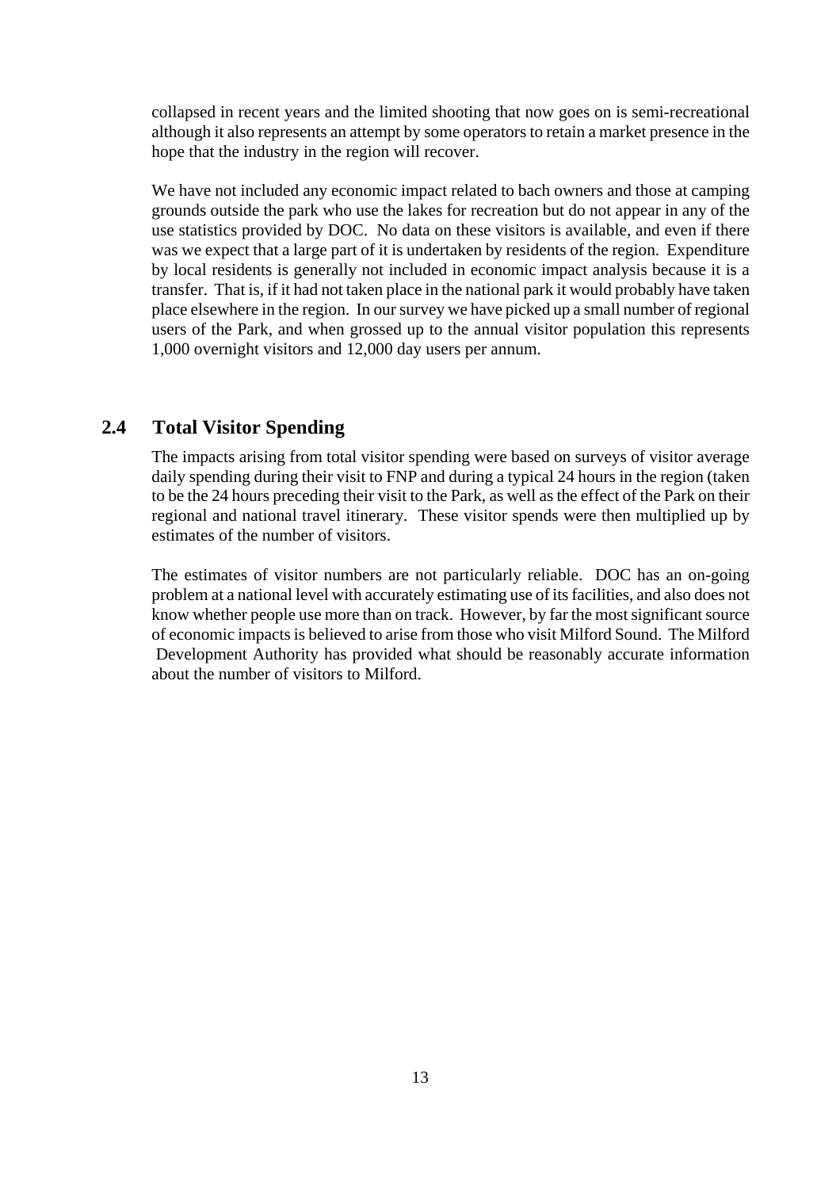collapsed in recent years and the limited shooting that now goes on is semi-recreational although it also represents an attempt by some operators to retain a market presence in the hope that the industry in the region will recover.

We have not included any economic impact related to bach owners and those at camping grounds outside the park who use the lakes for recreation but do not appear in any of the use statistics provided by DOC. No data on these visitors is available, and even if there was we expect that a large part of it is undertaken by residents of the region. Expenditure by local residents is generally not included in economic impact analysis because it is a transfer. That is, if it had not taken place in the national park it would probably have taken place elsewhere in the region. In our survey we have picked up a small number of regional users of the Park, and when grossed up to the annual visitor population this represents 1,000 overnight visitors and 12,000 day users per annum.

## 2.4 Total Visitor Spending

The impacts arising from total visitor spending were based on surveys of visitor average daily spending during their visit to FNP and during a typical 24 hours in the region (taken to be the 24 hours preceding their visit to the Park, as well as the effect of the Park on their regional and national travel itinerary. These visitor spends were then multiplied up by estimates of the number of visitors.

The estimates of visitor numbers are not particularly reliable. DOC has an on-going problem at a national level with accurately estimating use of its facilities, and also does not know whether people use more than on track. However, by far the most significant source of economic impacts is believed to arise from those who visit Milford Sound. The Milford Development Authority has provided what should be reasonably accurate information about the number of visitors to Milford.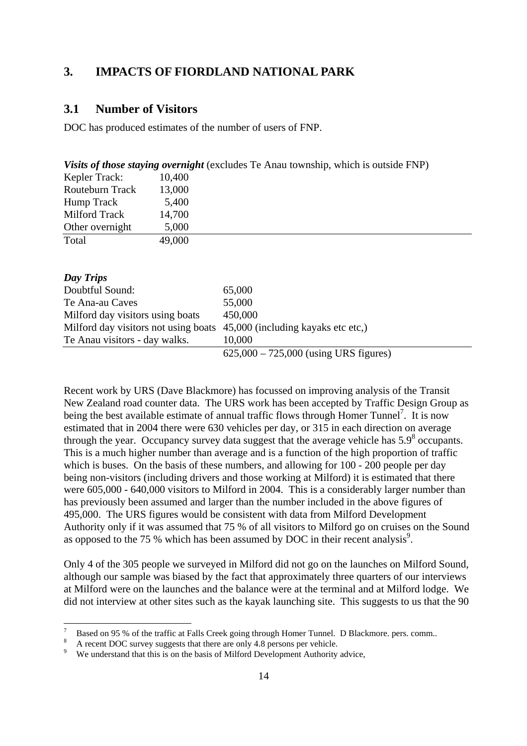## 3. IMPACTS OF FIORDLAND NATIONAL PARK

### 3.1 Number of Visitors

DOC has produced estimates of the number of users of FNP.

***Visits of those staying overnight*** (excludes Te Anau township, which is outside FNP)

| | |
|---|---|
| Kepler Track: | 10,400 |
| Routeburn Track | 13,000 |
| Hump Track | 5,400 |
| Milford Track | 14,700 |
| Other overnight | 5,000 |
| Total | 49,000 |

***Day Trips***

| | |
|---|---|
| Doubtful Sound: | 65,000 |
| Te Ana-au Caves | 55,000 |
| Milford day visitors using boats | 450,000 |
| Milford day visitors not using boats | 45,000 (including kayaks etc etc,) |
| Te Anau visitors - day walks. | 10,000 |
| | 625,000 – 725,000 (using URS figures) |

Recent work by URS (Dave Blackmore) has focussed on improving analysis of the Transit New Zealand road counter data. The URS work has been accepted by Traffic Design Group as being the best available estimate of annual traffic flows through Homer Tunnel[7]. It is now estimated that in 2004 there were 630 vehicles per day, or 315 in each direction on average through the year. Occupancy survey data suggest that the average vehicle has 5.9[8] occupants. This is a much higher number than average and is a function of the high proportion of traffic which is buses. On the basis of these numbers, and allowing for 100 - 200 people per day being non-visitors (including drivers and those working at Milford) it is estimated that there were 605,000 - 640,000 visitors to Milford in 2004. This is a considerably larger number than has previously been assumed and larger than the number included in the above figures of 495,000. The URS figures would be consistent with data from Milford Development Authority only if it was assumed that 75 % of all visitors to Milford go on cruises on the Sound as opposed to the 75 % which has been assumed by DOC in their recent analysis[9].

Only 4 of the 305 people we surveyed in Milford did not go on the launches on Milford Sound, although our sample was biased by the fact that approximately three quarters of our interviews at Milford were on the launches and the balance were at the terminal and at Milford lodge. We did not interview at other sites such as the kayak launching site. This suggests to us that the 90

---

[7] Based on 95 % of the traffic at Falls Creek going through Homer Tunnel. D Blackmore. pers. comm..

[8] A recent DOC survey suggests that there are only 4.8 persons per vehicle.

[9] We understand that this is on the basis of Milford Development Authority advice,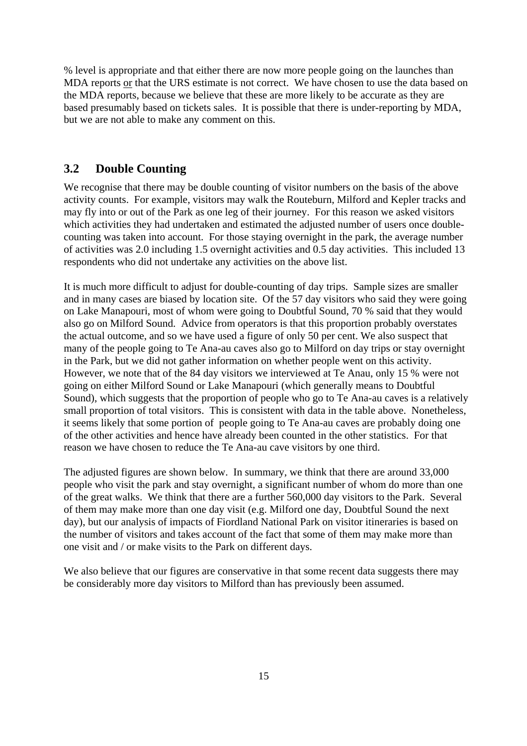% level is appropriate and that either there are now more people going on the launches than MDA reports <u>or</u> that the URS estimate is not correct. We have chosen to use the data based on the MDA reports, because we believe that these are more likely to be accurate as they are based presumably based on tickets sales. It is possible that there is under-reporting by MDA, but we are not able to make any comment on this.

## 3.2 Double Counting

We recognise that there may be double counting of visitor numbers on the basis of the above activity counts. For example, visitors may walk the Routeburn, Milford and Kepler tracks and may fly into or out of the Park as one leg of their journey. For this reason we asked visitors which activities they had undertaken and estimated the adjusted number of users once double-counting was taken into account. For those staying overnight in the park, the average number of activities was 2.0 including 1.5 overnight activities and 0.5 day activities. This included 13 respondents who did not undertake any activities on the above list.

It is much more difficult to adjust for double-counting of day trips. Sample sizes are smaller and in many cases are biased by location site. Of the 57 day visitors who said they were going on Lake Manapouri, most of whom were going to Doubtful Sound, 70 % said that they would also go on Milford Sound. Advice from operators is that this proportion probably overstates the actual outcome, and so we have used a figure of only 50 per cent. We also suspect that many of the people going to Te Ana-au caves also go to Milford on day trips or stay overnight in the Park, but we did not gather information on whether people went on this activity. However, we note that of the 84 day visitors we interviewed at Te Anau, only 15 % were not going on either Milford Sound or Lake Manapouri (which generally means to Doubtful Sound), which suggests that the proportion of people who go to Te Ana-au caves is a relatively small proportion of total visitors. This is consistent with data in the table above. Nonetheless, it seems likely that some portion of people going to Te Ana-au caves are probably doing one of the other activities and hence have already been counted in the other statistics. For that reason we have chosen to reduce the Te Ana-au cave visitors by one third.

The adjusted figures are shown below. In summary, we think that there are around 33,000 people who visit the park and stay overnight, a significant number of whom do more than one of the great walks. We think that there are a further 560,000 day visitors to the Park. Several of them may make more than one day visit (e.g. Milford one day, Doubtful Sound the next day), but our analysis of impacts of Fiordland National Park on visitor itineraries is based on the number of visitors and takes account of the fact that some of them may make more than one visit and / or make visits to the Park on different days.

We also believe that our figures are conservative in that some recent data suggests there may be considerably more day visitors to Milford than has previously been assumed.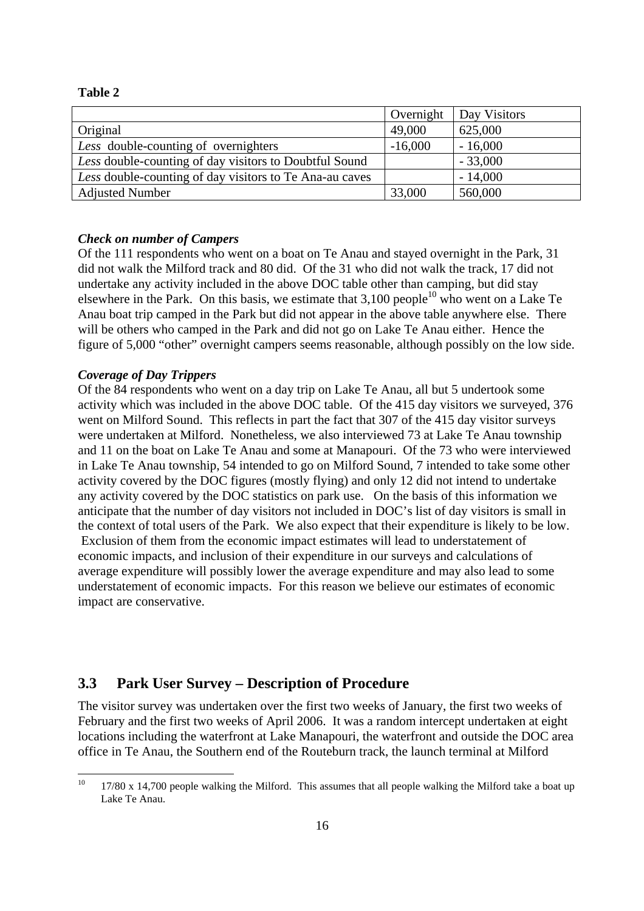**Table 2**

| | Overnight | Day Visitors |
|---|---|---|
| Original | 49,000 | 625,000 |
| *Less* double-counting of overnighters | -16,000 | - 16,000 |
| *Less* double-counting of day visitors to Doubtful Sound | | - 33,000 |
| *Less* double-counting of day visitors to Te Ana-au caves | | - 14,000 |
| Adjusted Number | 33,000 | 560,000 |

***Check on number of Campers***

Of the 111 respondents who went on a boat on Te Anau and stayed overnight in the Park, 31 did not walk the Milford track and 80 did. Of the 31 who did not walk the track, 17 did not undertake any activity included in the above DOC table other than camping, but did stay elsewhere in the Park. On this basis, we estimate that 3,100 people[10] who went on a Lake Te Anau boat trip camped in the Park but did not appear in the above table anywhere else. There will be others who camped in the Park and did not go on Lake Te Anau either. Hence the figure of 5,000 "other" overnight campers seems reasonable, although possibly on the low side.

***Coverage of Day Trippers***

Of the 84 respondents who went on a day trip on Lake Te Anau, all but 5 undertook some activity which was included in the above DOC table. Of the 415 day visitors we surveyed, 376 went on Milford Sound. This reflects in part the fact that 307 of the 415 day visitor surveys were undertaken at Milford. Nonetheless, we also interviewed 73 at Lake Te Anau township and 11 on the boat on Lake Te Anau and some at Manapouri. Of the 73 who were interviewed in Lake Te Anau township, 54 intended to go on Milford Sound, 7 intended to take some other activity covered by the DOC figures (mostly flying) and only 12 did not intend to undertake any activity covered by the DOC statistics on park use. On the basis of this information we anticipate that the number of day visitors not included in DOC's list of day visitors is small in the context of total users of the Park. We also expect that their expenditure is likely to be low. Exclusion of them from the economic impact estimates will lead to understatement of economic impacts, and inclusion of their expenditure in our surveys and calculations of average expenditure will possibly lower the average expenditure and may also lead to some understatement of economic impacts. For this reason we believe our estimates of economic impact are conservative.

## 3.3 Park User Survey – Description of Procedure

The visitor survey was undertaken over the first two weeks of January, the first two weeks of February and the first two weeks of April 2006. It was a random intercept undertaken at eight locations including the waterfront at Lake Manapouri, the waterfront and outside the DOC area office in Te Anau, the Southern end of the Routeburn track, the launch terminal at Milford

---

[10] 17/80 x 14,700 people walking the Milford. This assumes that all people walking the Milford take a boat up Lake Te Anau.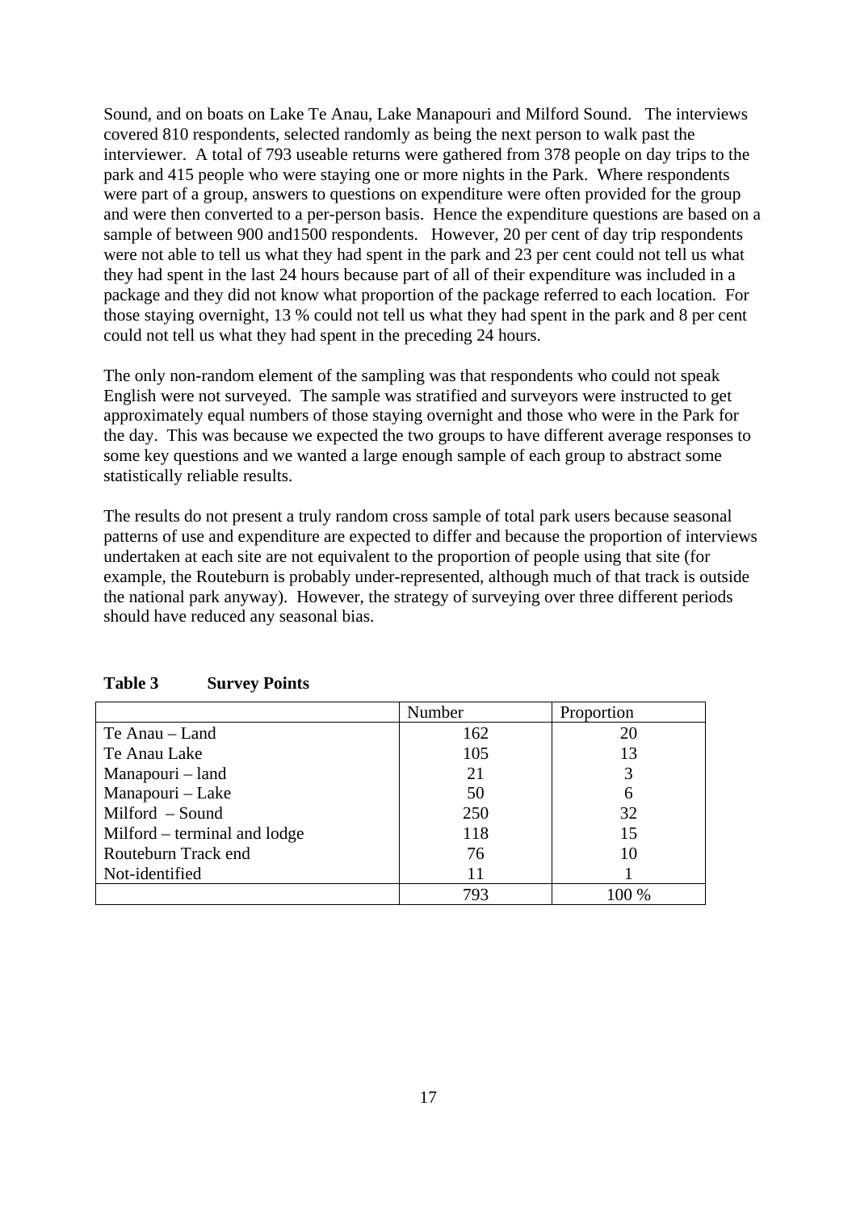Sound, and on boats on Lake Te Anau, Lake Manapouri and Milford Sound. The interviews covered 810 respondents, selected randomly as being the next person to walk past the interviewer. A total of 793 useable returns were gathered from 378 people on day trips to the park and 415 people who were staying one or more nights in the Park. Where respondents were part of a group, answers to questions on expenditure were often provided for the group and were then converted to a per-person basis. Hence the expenditure questions are based on a sample of between 900 and1500 respondents. However, 20 per cent of day trip respondents were not able to tell us what they had spent in the park and 23 per cent could not tell us what they had spent in the last 24 hours because part of all of their expenditure was included in a package and they did not know what proportion of the package referred to each location. For those staying overnight, 13 % could not tell us what they had spent in the park and 8 per cent could not tell us what they had spent in the preceding 24 hours.

The only non-random element of the sampling was that respondents who could not speak English were not surveyed. The sample was stratified and surveyors were instructed to get approximately equal numbers of those staying overnight and those who were in the Park for the day. This was because we expected the two groups to have different average responses to some key questions and we wanted a large enough sample of each group to abstract some statistically reliable results.

The results do not present a truly random cross sample of total park users because seasonal patterns of use and expenditure are expected to differ and because the proportion of interviews undertaken at each site are not equivalent to the proportion of people using that site (for example, the Routeburn is probably under-represented, although much of that track is outside the national park anyway). However, the strategy of surveying over three different periods should have reduced any seasonal bias.

**Table 3 Survey Points**

| | Number | Proportion |
|---|---|---|
| Te Anau – Land | 162 | 20 |
| Te Anau Lake | 105 | 13 |
| Manapouri – land | 21 | 3 |
| Manapouri – Lake | 50 | 6 |
| Milford – Sound | 250 | 32 |
| Milford – terminal and lodge | 118 | 15 |
| Routeburn Track end | 76 | 10 |
| Not-identified | 11 | 1 |
| | 793 | 100 % |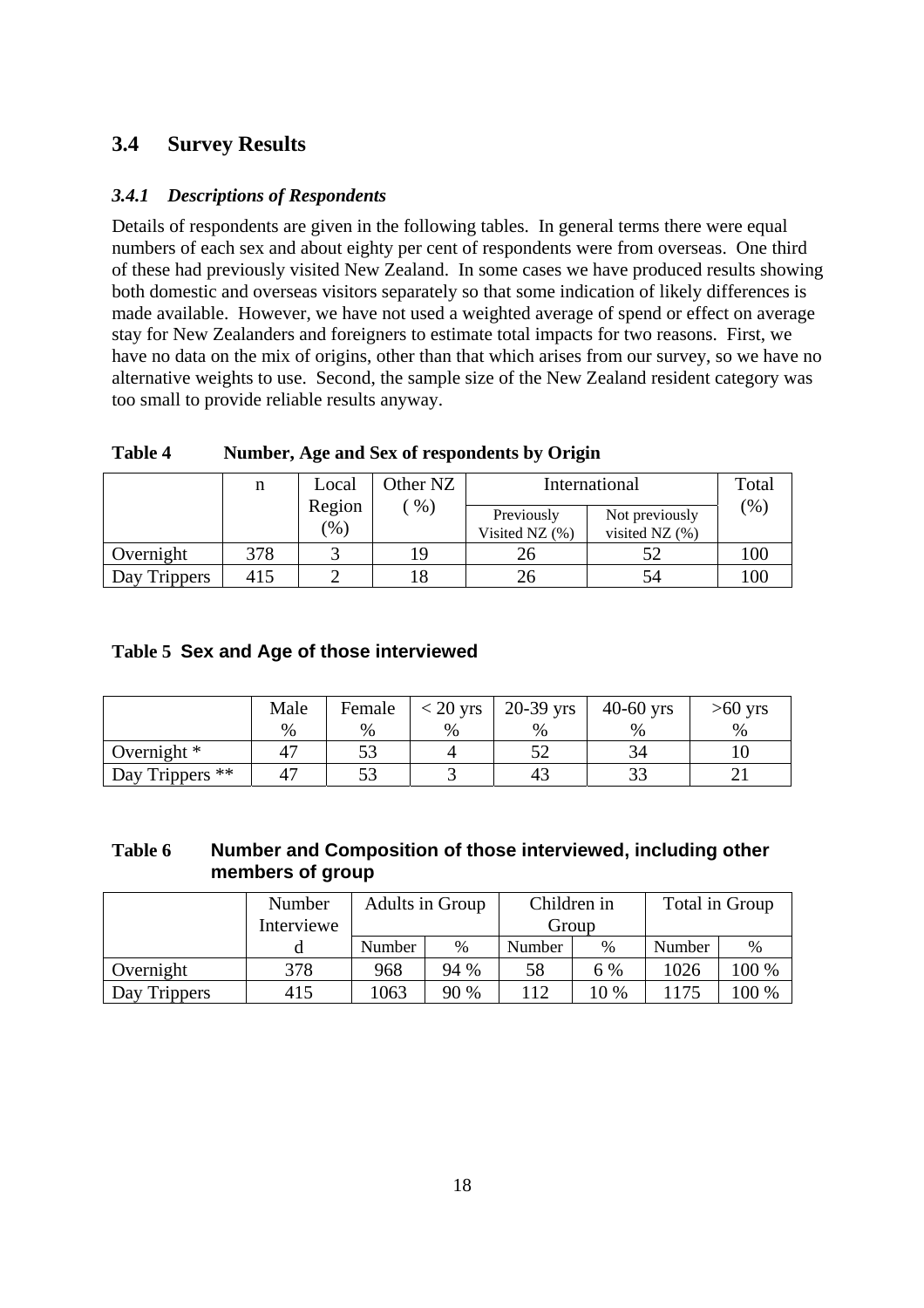## 3.4 Survey Results

### *3.4.1 Descriptions of Respondents*

Details of respondents are given in the following tables. In general terms there were equal numbers of each sex and about eighty per cent of respondents were from overseas. One third of these had previously visited New Zealand. In some cases we have produced results showing both domestic and overseas visitors separately so that some indication of likely differences is made available. However, we have not used a weighted average of spend or effect on average stay for New Zealanders and foreigners to estimate total impacts for two reasons. First, we have no data on the mix of origins, other than that which arises from our survey, so we have no alternative weights to use. Second, the sample size of the New Zealand resident category was too small to provide reliable results anyway.

**Table 4 Number, Age and Sex of respondents by Origin**

| | n | Local Region (%) | Other NZ ( %) | International | | Total (%) |
|---|---|---|---|---|---|---|
| | | | | Previously Visited NZ (%) | Not previously visited NZ (%) | |
| Overnight | 378 | 3 | 19 | 26 | 52 | 100 |
| Day Trippers | 415 | 2 | 18 | 26 | 54 | 100 |

**Table 5 Sex and Age of those interviewed**

| | Male % | Female % | < 20 yrs % | 20-39 yrs % | 40-60 yrs % | >60 yrs % |
|---|---|---|---|---|---|---|
| Overnight * | 47 | 53 | 4 | 52 | 34 | 10 |
| Day Trippers ** | 47 | 53 | 3 | 43 | 33 | 21 |

**Table 6 Number and Composition of those interviewed, including other members of group**

| | Number Interviewed | Adults in Group | | Children in Group | | Total in Group | |
|---|---|---|---|---|---|---|---|
| | | Number | % | Number | % | Number | % |
| Overnight | 378 | 968 | 94 % | 58 | 6 % | 1026 | 100 % |
| Day Trippers | 415 | 1063 | 90 % | 112 | 10 % | 1175 | 100 % |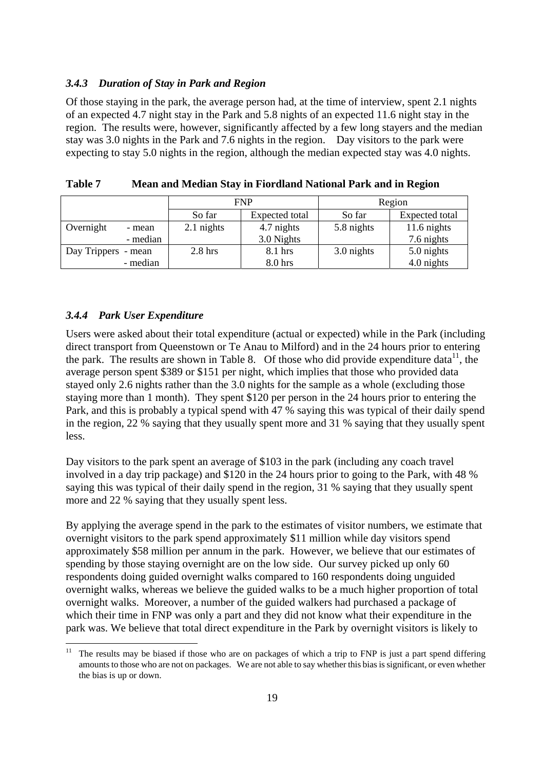### *3.4.3 Duration of Stay in Park and Region*

Of those staying in the park, the average person had, at the time of interview, spent 2.1 nights of an expected 4.7 night stay in the Park and 5.8 nights of an expected 11.6 night stay in the region. The results were, however, significantly affected by a few long stayers and the median stay was 3.0 nights in the Park and 7.6 nights in the region. Day visitors to the park were expecting to stay 5.0 nights in the region, although the median expected stay was 4.0 nights.

**Table 7 Mean and Median Stay in Fiordland National Park and in Region**

| | | FNP | | Region | |
|---|---|---|---|---|---|
| | | So far | Expected total | So far | Expected total |
| Overnight | - mean | 2.1 nights | 4.7 nights | 5.8 nights | 11.6 nights |
| | - median | | 3.0 Nights | | 7.6 nights |
| Day Trippers | - mean | 2.8 hrs | 8.1 hrs | 3.0 nights | 5.0 nights |
| | - median | | 8.0 hrs | | 4.0 nights |

### *3.4.4 Park User Expenditure*

Users were asked about their total expenditure (actual or expected) while in the Park (including direct transport from Queenstown or Te Anau to Milford) and in the 24 hours prior to entering the park. The results are shown in Table 8. Of those who did provide expenditure data[11], the average person spent $389 or $151 per night, which implies that those who provided data stayed only 2.6 nights rather than the 3.0 nights for the sample as a whole (excluding those staying more than 1 month). They spent $120 per person in the 24 hours prior to entering the Park, and this is probably a typical spend with 47 % saying this was typical of their daily spend in the region, 22 % saying that they usually spent more and 31 % saying that they usually spent less.

Day visitors to the park spent an average of $103 in the park (including any coach travel involved in a day trip package) and $120 in the 24 hours prior to going to the Park, with 48 % saying this was typical of their daily spend in the region, 31 % saying that they usually spent more and 22 % saying that they usually spent less.

By applying the average spend in the park to the estimates of visitor numbers, we estimate that overnight visitors to the park spend approximately $11 million while day visitors spend approximately $58 million per annum in the park. However, we believe that our estimates of spending by those staying overnight are on the low side. Our survey picked up only 60 respondents doing guided overnight walks compared to 160 respondents doing unguided overnight walks, whereas we believe the guided walks to be a much higher proportion of total overnight walks. Moreover, a number of the guided walkers had purchased a package of which their time in FNP was only a part and they did not know what their expenditure in the park was. We believe that total direct expenditure in the Park by overnight visitors is likely to

[11] The results may be biased if those who are on packages of which a trip to FNP is just a part spend differing amounts to those who are not on packages. We are not able to say whether this bias is significant, or even whether the bias is up or down.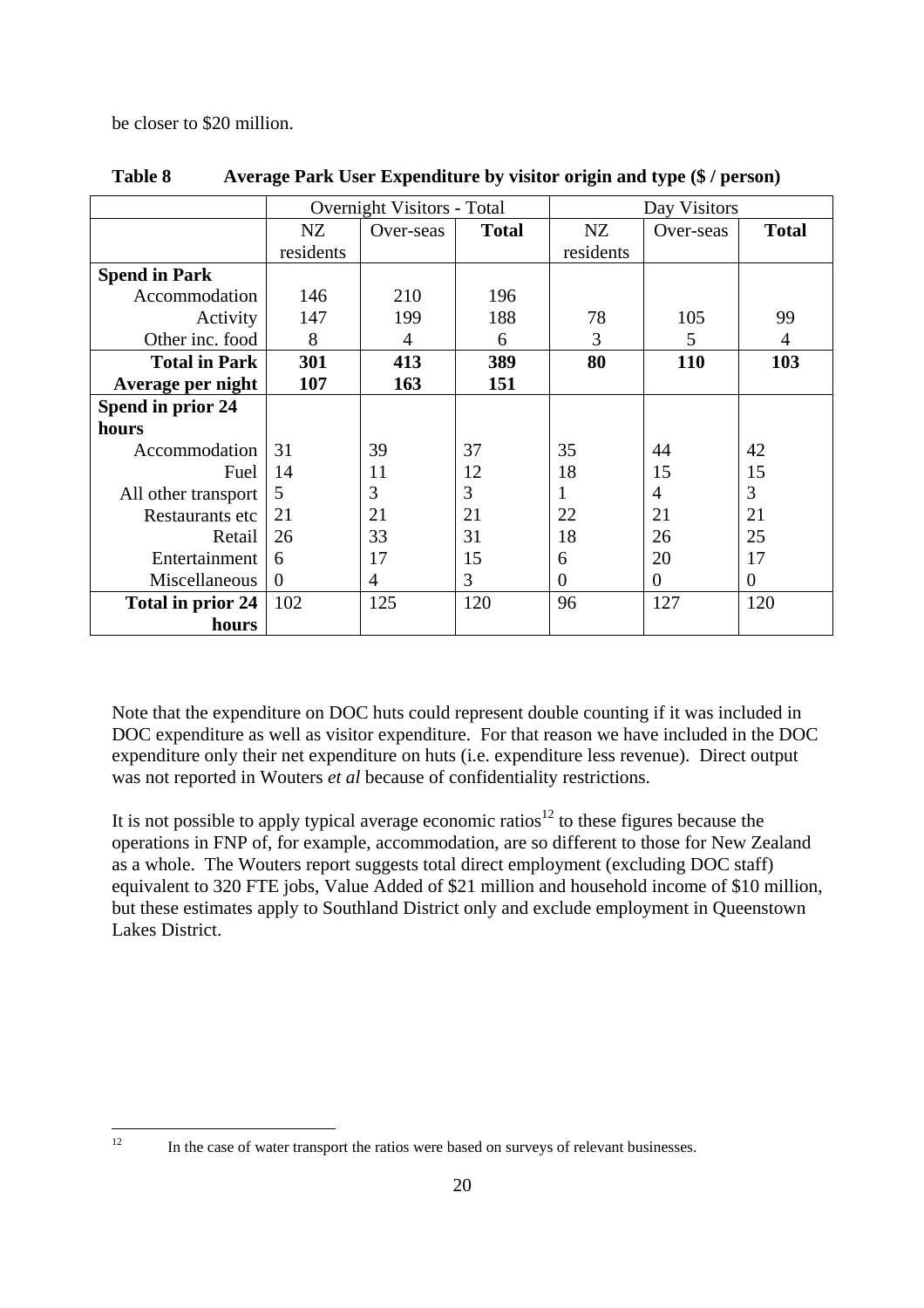be closer to $20 million.

**Table 8 Average Park User Expenditure by visitor origin and type ($ / person)**

| | Overnight Visitors - Total | | | Day Visitors | | |
|---|---|---|---|---|---|---|
| | NZ residents | Over-seas | **Total** | NZ residents | Over-seas | **Total** |
| **Spend in Park** | | | | | | |
| Accommodation | 146 | 210 | 196 | | | |
| Activity | 147 | 199 | 188 | 78 | 105 | 99 |
| Other inc. food | 8 | 4 | 6 | 3 | 5 | 4 |
| **Total in Park** | **301** | **413** | **389** | **80** | **110** | **103** |
| **Average per night** | **107** | **163** | **151** | | | |
| **Spend in prior 24 hours** | | | | | | |
| Accommodation | 31 | 39 | 37 | 35 | 44 | 42 |
| Fuel | 14 | 11 | 12 | 18 | 15 | 15 |
| All other transport | 5 | 3 | 3 | 1 | 4 | 3 |
| Restaurants etc | 21 | 21 | 21 | 22 | 21 | 21 |
| Retail | 26 | 33 | 31 | 18 | 26 | 25 |
| Entertainment | 6 | 17 | 15 | 6 | 20 | 17 |
| Miscellaneous | 0 | 4 | 3 | 0 | 0 | 0 |
| **Total in prior 24 hours** | 102 | 125 | 120 | 96 | 127 | 120 |

Note that the expenditure on DOC huts could represent double counting if it was included in DOC expenditure as well as visitor expenditure. For that reason we have included in the DOC expenditure only their net expenditure on huts (i.e. expenditure less revenue). Direct output was not reported in Wouters *et al* because of confidentiality restrictions.

It is not possible to apply typical average economic ratios[12] to these figures because the operations in FNP of, for example, accommodation, are so different to those for New Zealand as a whole. The Wouters report suggests total direct employment (excluding DOC staff) equivalent to 320 FTE jobs, Value Added of $21 million and household income of $10 million, but these estimates apply to Southland District only and exclude employment in Queenstown Lakes District.

[12] In the case of water transport the ratios were based on surveys of relevant businesses.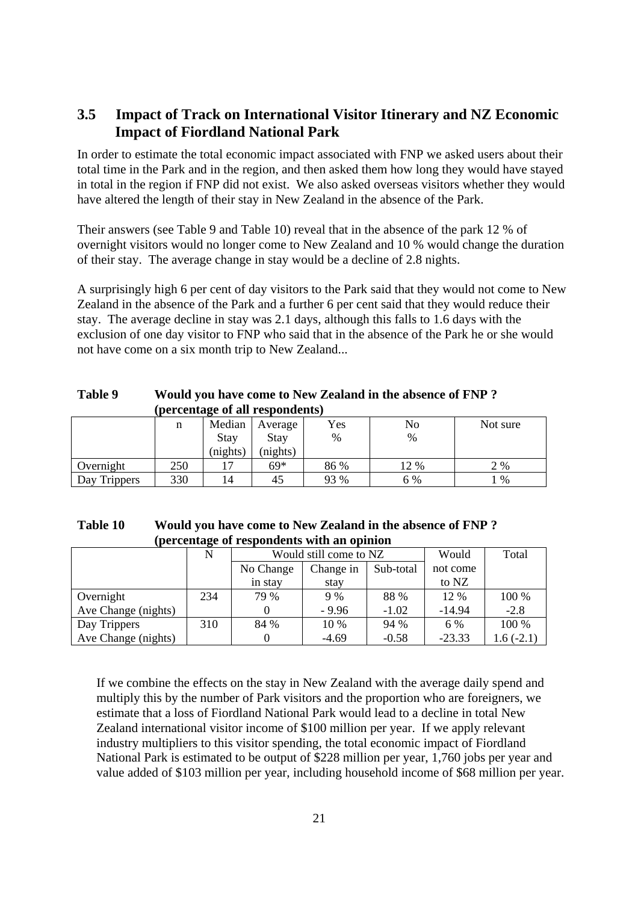## 3.5 Impact of Track on International Visitor Itinerary and NZ Economic Impact of Fiordland National Park

In order to estimate the total economic impact associated with FNP we asked users about their total time in the Park and in the region, and then asked them how long they would have stayed in total in the region if FNP did not exist. We also asked overseas visitors whether they would have altered the length of their stay in New Zealand in the absence of the Park.

Their answers (see Table 9 and Table 10) reveal that in the absence of the park 12 % of overnight visitors would no longer come to New Zealand and 10 % would change the duration of their stay. The average change in stay would be a decline of 2.8 nights.

A surprisingly high 6 per cent of day visitors to the Park said that they would not come to New Zealand in the absence of the Park and a further 6 per cent said that they would reduce their stay. The average decline in stay was 2.1 days, although this falls to 1.6 days with the exclusion of one day visitor to FNP who said that in the absence of the Park he or she would not have come on a six month trip to New Zealand...

**Table 9 Would you have come to New Zealand in the absence of FNP ? (percentage of all respondents)**

| | n | Median Stay (nights) | Average Stay (nights) | Yes % | No % | Not sure |
|---|---|---|---|---|---|---|
| Overnight | 250 | 17 | 69* | 86 % | 12 % | 2 % |
| Day Trippers | 330 | 14 | 45 | 93 % | 6 % | 1 % |

**Table 10 Would you have come to New Zealand in the absence of FNP ? (percentage of respondents with an opinion**

| | N | Would still come to NZ | | | Would not come to NZ | Total |
|---|---|---|---|---|---|---|
| | | No Change in stay | Change in stay | Sub-total | | |
| Overnight | 234 | 79 % | 9 % | 88 % | 12 % | 100 % |
| Ave Change (nights) | | 0 | - 9.96 | -1.02 | -14.94 | -2.8 |
| Day Trippers | 310 | 84 % | 10 % | 94 % | 6 % | 100 % |
| Ave Change (nights) | | 0 | -4.69 | -0.58 | -23.33 | 1.6 (-2.1) |

If we combine the effects on the stay in New Zealand with the average daily spend and multiply this by the number of Park visitors and the proportion who are foreigners, we estimate that a loss of Fiordland National Park would lead to a decline in total New Zealand international visitor income of $100 million per year. If we apply relevant industry multipliers to this visitor spending, the total economic impact of Fiordland National Park is estimated to be output of $228 million per year, 1,760 jobs per year and value added of $103 million per year, including household income of $68 million per year.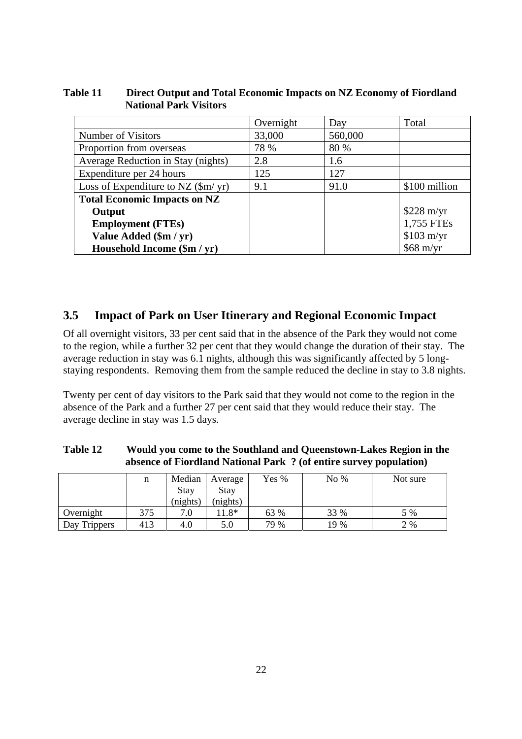**Table 11 Direct Output and Total Economic Impacts on NZ Economy of Fiordland National Park Visitors**

| | Overnight | Day | Total |
|---|---|---|---|
| Number of Visitors | 33,000 | 560,000 | |
| Proportion from overseas | 78 % | 80 % | |
| Average Reduction in Stay (nights) | 2.8 | 1.6 | |
| Expenditure per 24 hours | 125 | 127 | |
| Loss of Expenditure to NZ ($m/ yr) | 9.1 | 91.0 | $100 million |
| **Total Economic Impacts on NZ** | | | |
| **Output** | | | $228 m/yr |
| **Employment (FTEs)** | | | 1,755 FTEs |
| **Value Added ($m / yr)** | | | $103 m/yr |
| **Household Income ($m / yr)** | | | $68 m/yr |

## 3.5 Impact of Park on User Itinerary and Regional Economic Impact

Of all overnight visitors, 33 per cent said that in the absence of the Park they would not come to the region, while a further 32 per cent that they would change the duration of their stay. The average reduction in stay was 6.1 nights, although this was significantly affected by 5 long-staying respondents. Removing them from the sample reduced the decline in stay to 3.8 nights.

Twenty per cent of day visitors to the Park said that they would not come to the region in the absence of the Park and a further 27 per cent said that they would reduce their stay. The average decline in stay was 1.5 days.

**Table 12 Would you come to the Southland and Queenstown-Lakes Region in the absence of Fiordland National Park ? (of entire survey population)**

| | n | Median Stay (nights) | Average Stay (nights) | Yes % | No % | Not sure |
|---|---|---|---|---|---|---|
| Overnight | 375 | 7.0 | 11.8* | 63 % | 33 % | 5 % |
| Day Trippers | 413 | 4.0 | 5.0 | 79 % | 19 % | 2 % |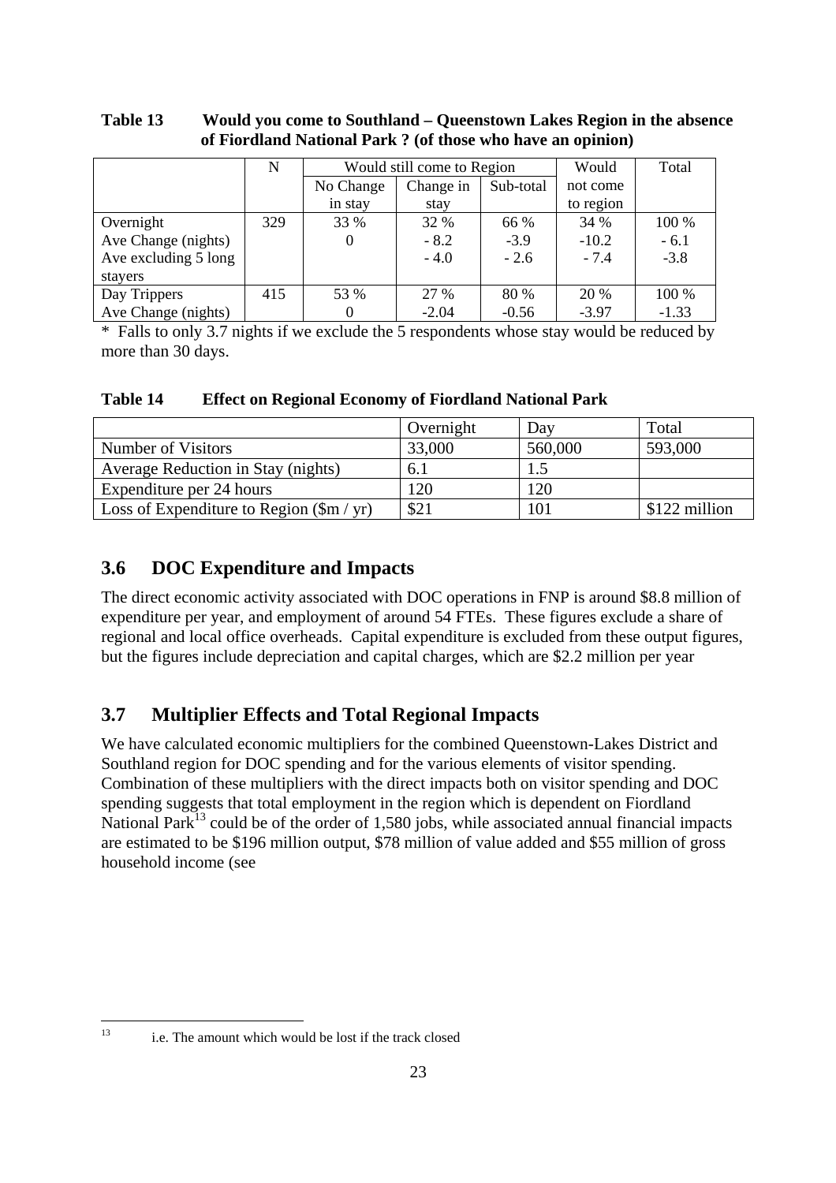**Table 13 Would you come to Southland – Queenstown Lakes Region in the absence of Fiordland National Park ? (of those who have an opinion)**

| | N | Would still come to Region | | | Would not come to region | Total |
|---|---|---|---|---|---|---|
| | | No Change in stay | Change in stay | Sub-total | | |
| Overnight | 329 | 33 % | 32 % | 66 % | 34 % | 100 % |
| Ave Change (nights) | | 0 | - 8.2 | -3.9 | -10.2 | - 6.1 |
| Ave excluding 5 long stayers | | | - 4.0 | - 2.6 | - 7.4 | -3.8 |
| Day Trippers | 415 | 53 % | 27 % | 80 % | 20 % | 100 % |
| Ave Change (nights) | | 0 | -2.04 | -0.56 | -3.97 | -1.33 |

* Falls to only 3.7 nights if we exclude the 5 respondents whose stay would be reduced by more than 30 days.

**Table 14 Effect on Regional Economy of Fiordland National Park**

| | Overnight | Day | Total |
|---|---|---|---|
| Number of Visitors | 33,000 | 560,000 | 593,000 |
| Average Reduction in Stay (nights) | 6.1 | 1.5 | |
| Expenditure per 24 hours | 120 | 120 | |
| Loss of Expenditure to Region ($m / yr) | $21 | 101 | $122 million |

## 3.6 DOC Expenditure and Impacts

The direct economic activity associated with DOC operations in FNP is around $8.8 million of expenditure per year, and employment of around 54 FTEs. These figures exclude a share of regional and local office overheads. Capital expenditure is excluded from these output figures, but the figures include depreciation and capital charges, which are $2.2 million per year

## 3.7 Multiplier Effects and Total Regional Impacts

We have calculated economic multipliers for the combined Queenstown-Lakes District and Southland region for DOC spending and for the various elements of visitor spending. Combination of these multipliers with the direct impacts both on visitor spending and DOC spending suggests that total employment in the region which is dependent on Fiordland National Park[13] could be of the order of 1,580 jobs, while associated annual financial impacts are estimated to be $196 million output, $78 million of value added and $55 million of gross household income (see

[13] i.e. The amount which would be lost if the track closed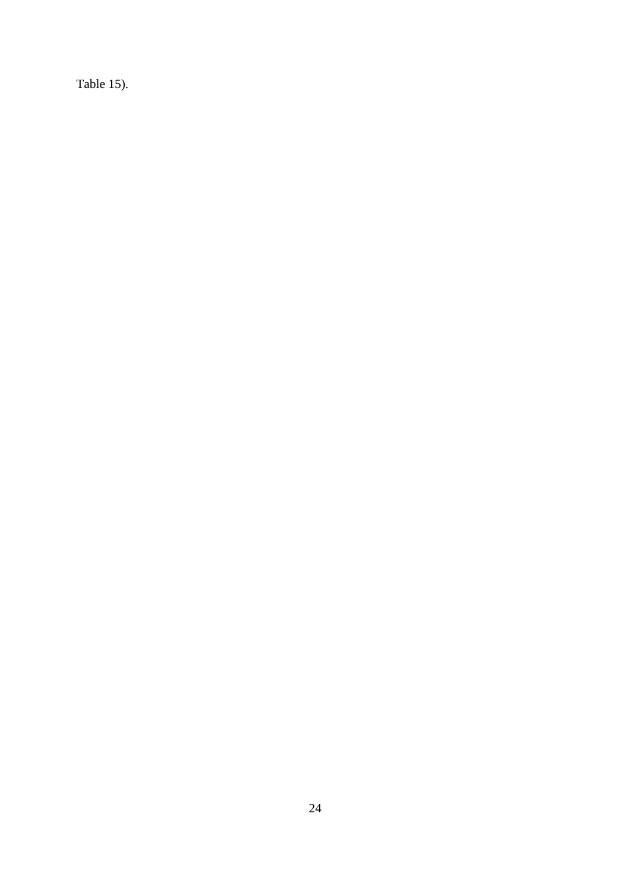Table 15).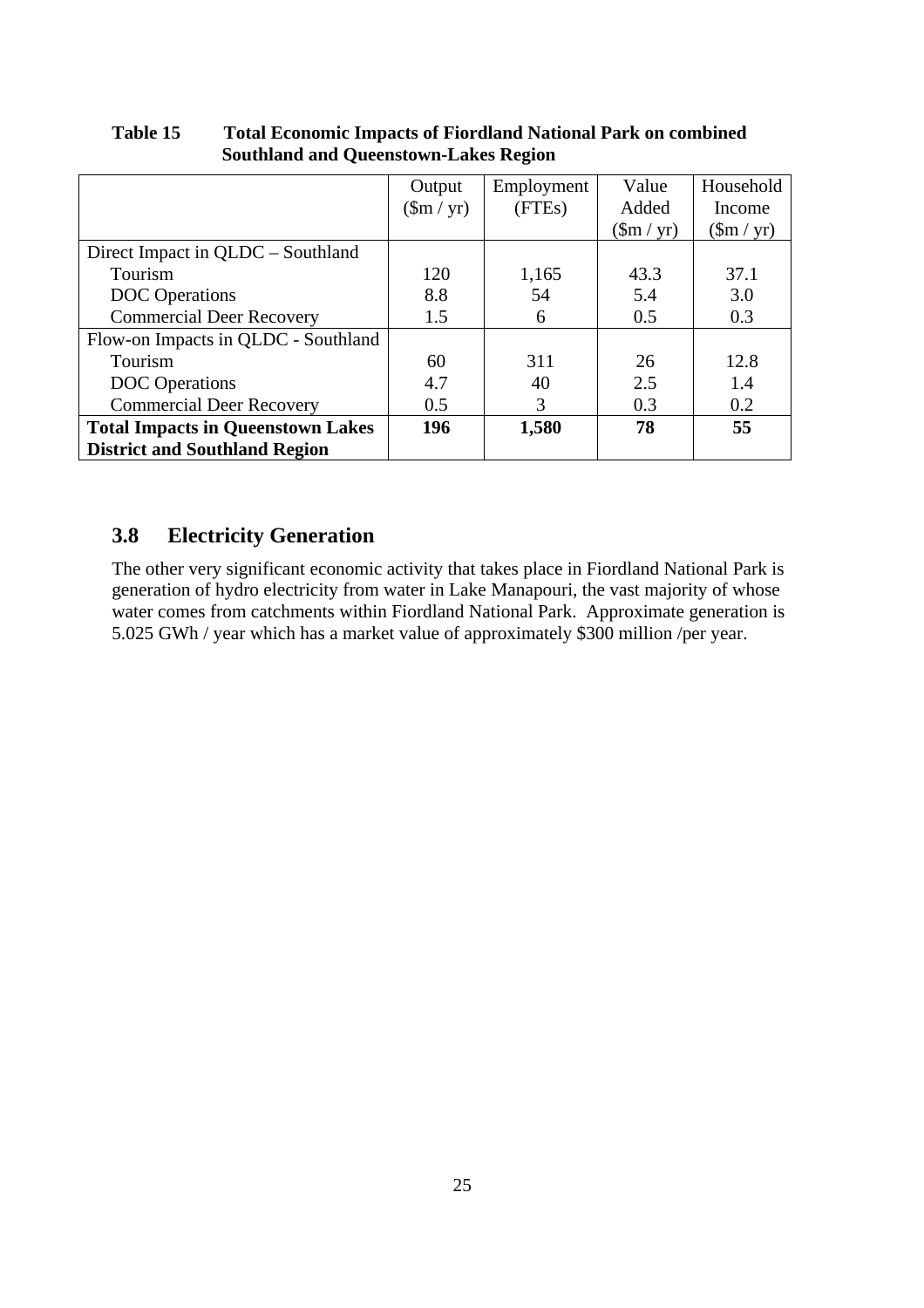**Table 15 Total Economic Impacts of Fiordland National Park on combined Southland and Queenstown-Lakes Region**

| | Output ($m / yr) | Employment (FTEs) | Value Added ($m / yr) | Household Income ($m / yr) |
|---|---|---|---|---|
| Direct Impact in QLDC – Southland | | | | |
| Tourism | 120 | 1,165 | 43.3 | 37.1 |
| DOC Operations | 8.8 | 54 | 5.4 | 3.0 |
| Commercial Deer Recovery | 1.5 | 6 | 0.5 | 0.3 |
| Flow-on Impacts in QLDC - Southland | | | | |
| Tourism | 60 | 311 | 26 | 12.8 |
| DOC Operations | 4.7 | 40 | 2.5 | 1.4 |
| Commercial Deer Recovery | 0.5 | 3 | 0.3 | 0.2 |
| **Total Impacts in Queenstown Lakes District and Southland Region** | **196** | **1,580** | **78** | **55** |

## 3.8 Electricity Generation

The other very significant economic activity that takes place in Fiordland National Park is generation of hydro electricity from water in Lake Manapouri, the vast majority of whose water comes from catchments within Fiordland National Park. Approximate generation is 5.025 GWh / year which has a market value of approximately $300 million /per year.